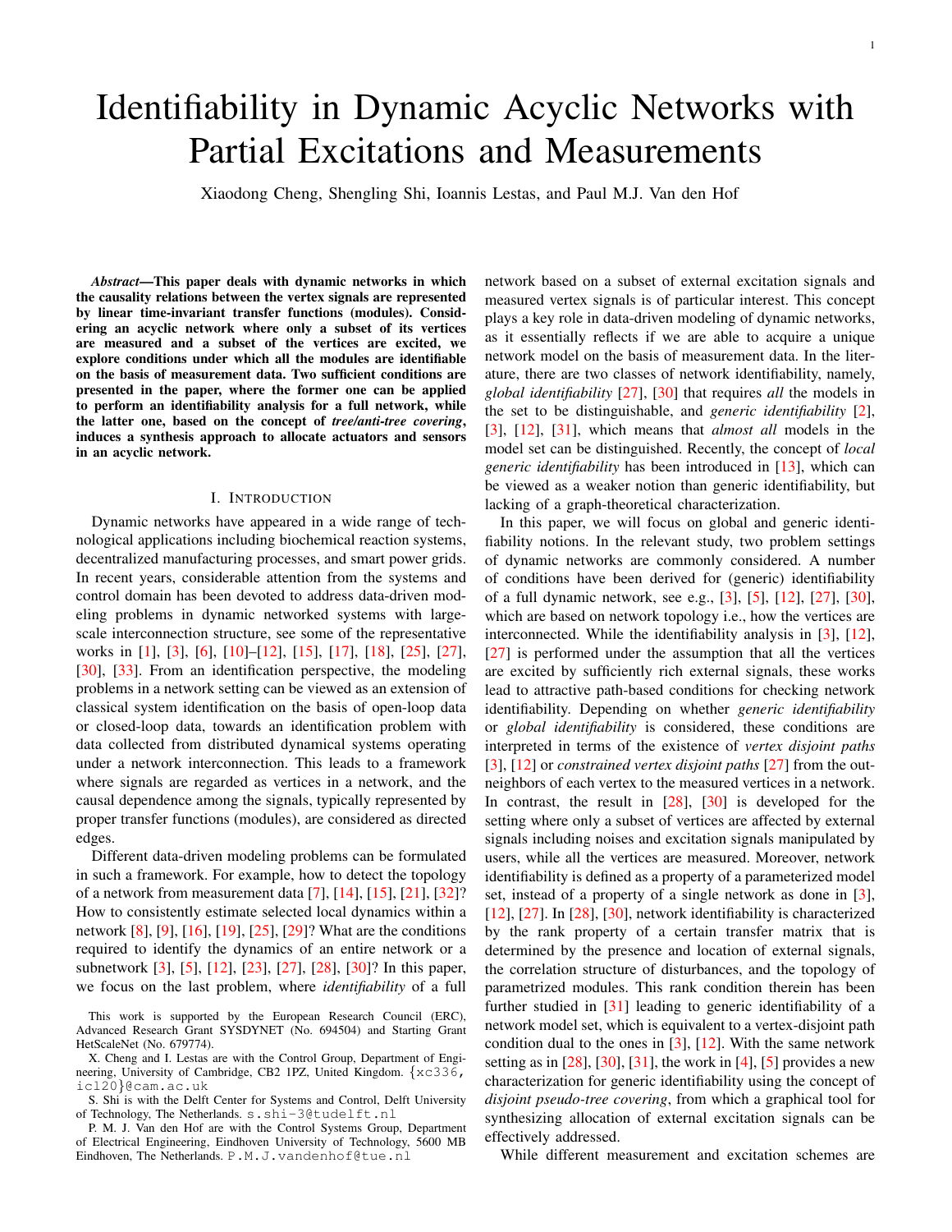# Identifiability in Dynamic Acyclic Networks with Partial Excitations and Measurements

Xiaodong Cheng, Shengling Shi, Ioannis Lestas, and Paul M.J. Van den Hof

***Abstract*—This paper deals with dynamic networks in which the causality relations between the vertex signals are represented by linear time-invariant transfer functions (modules). Considering an acyclic network where only a subset of its vertices are measured and a subset of the vertices are excited, we explore conditions under which all the modules are identifiable on the basis of measurement data. Two sufficient conditions are presented in the paper, where the former one can be applied to perform an identifiability analysis for a full network, while the latter one, based on the concept of *tree/anti-tree covering*, induces a synthesis approach to allocate actuators and sensors in an acyclic network.**

## I. Introduction

Dynamic networks have appeared in a wide range of technological applications including biochemical reaction systems, decentralized manufacturing processes, and smart power grids. In recent years, considerable attention from the systems and control domain has been devoted to address data-driven modeling problems in dynamic networked systems with large-scale interconnection structure, see some of the representative works in [1], [3], [6], [10]–[12], [15], [17], [18], [25], [27], [30], [33]. From an identification perspective, the modeling problems in a network setting can be viewed as an extension of classical system identification on the basis of open-loop data or closed-loop data, towards an identification problem with data collected from distributed dynamical systems operating under a network interconnection. This leads to a framework where signals are regarded as vertices in a network, and the causal dependence among the signals, typically represented by proper transfer functions (modules), are considered as directed edges.

Different data-driven modeling problems can be formulated in such a framework. For example, how to detect the topology of a network from measurement data [7], [14], [15], [21], [32]? How to consistently estimate selected local dynamics within a network [8], [9], [16], [19], [25], [29]? What are the conditions required to identify the dynamics of an entire network or a subnetwork [3], [5], [12], [23], [27], [28], [30]? In this paper, we focus on the last problem, where *identifiability* of a full network based on a subset of external excitation signals and measured vertex signals is of particular interest. This concept plays a key role in data-driven modeling of dynamic networks, as it essentially reflects if we are able to acquire a unique network model on the basis of measurement data. In the literature, there are two classes of network identifiability, namely, *global identifiability* [27], [30] that requires *all* the models in the set to be distinguishable, and *generic identifiability* [2], [3], [12], [31], which means that *almost all* models in the model set can be distinguished. Recently, the concept of *local generic identifiability* has been introduced in [13], which can be viewed as a weaker notion than generic identifiability, but lacking of a graph-theoretical characterization.

In this paper, we will focus on global and generic identifiability notions. In the relevant study, two problem settings of dynamic networks are commonly considered. A number of conditions have been derived for (generic) identifiability of a full dynamic network, see e.g., [3], [5], [12], [27], [30], which are based on network topology i.e., how the vertices are interconnected. While the identifiability analysis in [3], [12], [27] is performed under the assumption that all the vertices are excited by sufficiently rich external signals, these works lead to attractive path-based conditions for checking network identifiability. Depending on whether *generic identifiability* or *global identifiability* is considered, these conditions are interpreted in terms of the existence of *vertex disjoint paths* [3], [12] or *constrained vertex disjoint paths* [27] from the out-neighbors of each vertex to the measured vertices in a network. In contrast, the result in [28], [30] is developed for the setting where only a subset of vertices are affected by external signals including noises and excitation signals manipulated by users, while all the vertices are measured. Moreover, network identifiability is defined as a property of a parameterized model set, instead of a property of a single network as done in [3], [12], [27]. In [28], [30], network identifiability is characterized by the rank property of a certain transfer matrix that is determined by the presence and location of external signals, the correlation structure of disturbances, and the topology of parametrized modules. This rank condition therein has been further studied in [31] leading to generic identifiability of a network model set, which is equivalent to a vertex-disjoint path condition dual to the ones in [3], [12]. With the same network setting as in [28], [30], [31], the work in [4], [5] provides a new characterization for generic identifiability using the concept of *disjoint pseudo-tree covering*, from which a graphical tool for synthesizing allocation of external excitation signals can be effectively addressed.

While different measurement and excitation schemes are

This work is supported by the European Research Council (ERC), Advanced Research Grant SYSDYNET (No. 694504) and Starting Grant HetScaleNet (No. 679774).

X. Cheng and I. Lestas are with the Control Group, Department of Engineering, University of Cambridge, CB2 1PZ, United Kingdom. {xc336, icl20}@cam.ac.uk

S. Shi is with the Delft Center for Systems and Control, Delft University of Technology, The Netherlands. s.shi-3@tudelft.nl

P. M. J. Van den Hof are with the Control Systems Group, Department of Electrical Engineering, Eindhoven University of Technology, 5600 MB Eindhoven, The Netherlands. P.M.J.vandenhof@tue.nl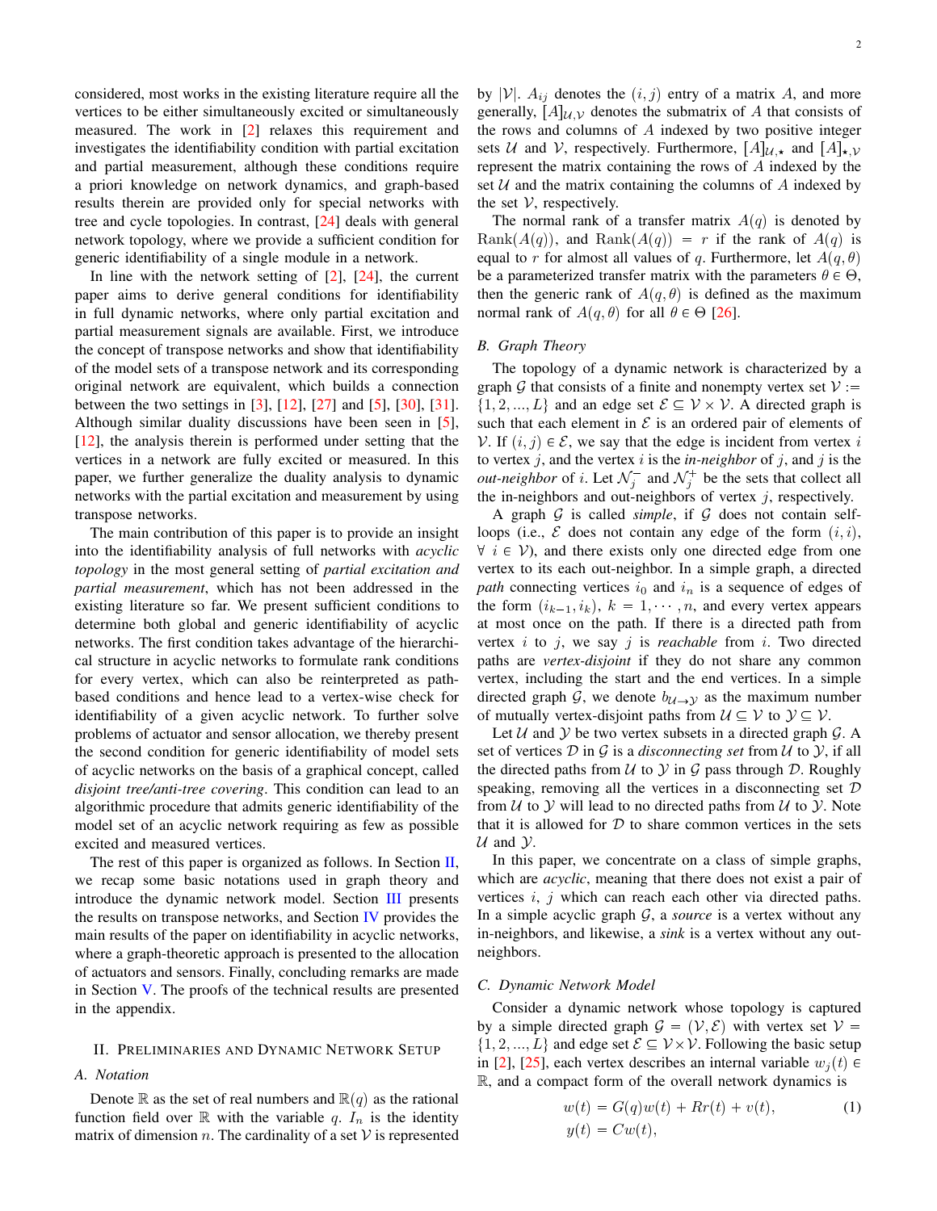considered, most works in the existing literature require all the vertices to be either simultaneously excited or simultaneously measured. The work in [2] relaxes this requirement and investigates the identifiability condition with partial excitation and partial measurement, although these conditions require a priori knowledge on network dynamics, and graph-based results therein are provided only for special networks with tree and cycle topologies. In contrast, [24] deals with general network topology, where we provide a sufficient condition for generic identifiability of a single module in a network.

In line with the network setting of [2], [24], the current paper aims to derive general conditions for identifiability in full dynamic networks, where only partial excitation and partial measurement signals are available. First, we introduce the concept of transpose networks and show that identifiability of the model sets of a transpose network and its corresponding original network are equivalent, which builds a connection between the two settings in [3], [12], [27] and [5], [30], [31]. Although similar duality discussions have been seen in [5], [12], the analysis therein is performed under setting that the vertices in a network are fully excited or measured. In this paper, we further generalize the duality analysis to dynamic networks with the partial excitation and measurement by using transpose networks.

The main contribution of this paper is to provide an insight into the identifiability analysis of full networks with *acyclic topology* in the most general setting of *partial excitation and partial measurement*, which has not been addressed in the existing literature so far. We present sufficient conditions to determine both global and generic identifiability of acyclic networks. The first condition takes advantage of the hierarchical structure in acyclic networks to formulate rank conditions for every vertex, which can also be reinterpreted as path-based conditions and hence lead to a vertex-wise check for identifiability of a given acyclic network. To further solve problems of actuator and sensor allocation, we thereby present the second condition for generic identifiability of model sets of acyclic networks on the basis of a graphical concept, called *disjoint tree/anti-tree covering*. This condition can lead to an algorithmic procedure that admits generic identifiability of the model set of an acyclic network requiring as few as possible excited and measured vertices.

The rest of this paper is organized as follows. In Section II, we recap some basic notations used in graph theory and introduce the dynamic network model. Section III presents the results on transpose networks, and Section IV provides the main results of the paper on identifiability in acyclic networks, where a graph-theoretic approach is presented to the allocation of actuators and sensors. Finally, concluding remarks are made in Section V. The proofs of the technical results are presented in the appendix.

## II. Preliminaries and Dynamic Network Setup

### A. Notation

Denote $\mathbb{R}$ as the set of real numbers and $\mathbb{R}(q)$ as the rational function field over $\mathbb{R}$ with the variable $q$. $I_n$ is the identity matrix of dimension $n$. The cardinality of a set $\mathcal{V}$ is represented by $|\mathcal{V}|$. $A_{ij}$ denotes the $(i, j)$ entry of a matrix $A$, and more generally, $[A]_{\mathcal{U},\mathcal{V}}$ denotes the submatrix of $A$ that consists of the rows and columns of $A$ indexed by two positive integer sets $\mathcal{U}$ and $\mathcal{V}$, respectively. Furthermore, $[A]_{\mathcal{U},\star}$ and $[A]_{\star,\mathcal{V}}$ represent the matrix containing the rows of $A$ indexed by the set $\mathcal{U}$ and the matrix containing the columns of $A$ indexed by the set $\mathcal{V}$, respectively.

The normal rank of a transfer matrix $A(q)$ is denoted by $\mathrm{Rank}(A(q))$, and $\mathrm{Rank}(A(q)) = r$ if the rank of $A(q)$ is equal to $r$ for almost all values of $q$. Furthermore, let $A(q, \theta)$ be a parameterized transfer matrix with the parameters $\theta \in \Theta$, then the generic rank of $A(q, \theta)$ is defined as the maximum normal rank of $A(q, \theta)$ for all $\theta \in \Theta$ [26].

### B. Graph Theory

The topology of a dynamic network is characterized by a graph $\mathcal{G}$ that consists of a finite and nonempty vertex set $\mathcal{V} := \{1, 2, ..., L\}$ and an edge set $\mathcal{E} \subseteq \mathcal{V} \times \mathcal{V}$. A directed graph is such that each element in $\mathcal{E}$ is an ordered pair of elements of $\mathcal{V}$. If $(i, j) \in \mathcal{E}$, we say that the edge is incident from vertex $i$ to vertex $j$, and the vertex $i$ is the *in-neighbor* of $j$, and $j$ is the *out-neighbor* of $i$. Let $\mathcal{N}_j^-$ and $\mathcal{N}_j^+$ be the sets that collect all the in-neighbors and out-neighbors of vertex $j$, respectively.

A graph $\mathcal{G}$ is called *simple*, if $\mathcal{G}$ does not contain self-loops (i.e., $\mathcal{E}$ does not contain any edge of the form $(i, i)$, $\forall\ i \in \mathcal{V}$), and there exists only one directed edge from one vertex to its each out-neighbor. In a simple graph, a directed *path* connecting vertices $i_0$ and $i_n$ is a sequence of edges of the form $(i_{k-1}, i_k)$, $k = 1, \cdots, n$, and every vertex appears at most once on the path. If there is a directed path from vertex $i$ to $j$, we say $j$ is *reachable* from $i$. Two directed paths are *vertex-disjoint* if they do not share any common vertex, including the start and the end vertices. In a simple directed graph $\mathcal{G}$, we denote $b_{\mathcal{U}\to\mathcal{Y}}$ as the maximum number of mutually vertex-disjoint paths from $\mathcal{U} \subseteq \mathcal{V}$ to $\mathcal{Y} \subseteq \mathcal{V}$.

Let $\mathcal{U}$ and $\mathcal{Y}$ be two vertex subsets in a directed graph $\mathcal{G}$. A set of vertices $\mathcal{D}$ in $\mathcal{G}$ is a *disconnecting set* from $\mathcal{U}$ to $\mathcal{Y}$, if all the directed paths from $\mathcal{U}$ to $\mathcal{Y}$ in $\mathcal{G}$ pass through $\mathcal{D}$. Roughly speaking, removing all the vertices in a disconnecting set $\mathcal{D}$ from $\mathcal{U}$ to $\mathcal{Y}$ will lead to no directed paths from $\mathcal{U}$ to $\mathcal{Y}$. Note that it is allowed for $\mathcal{D}$ to share common vertices in the sets $\mathcal{U}$ and $\mathcal{Y}$.

In this paper, we concentrate on a class of simple graphs, which are *acyclic*, meaning that there does not exist a pair of vertices $i$, $j$ which can reach each other via directed paths. In a simple acyclic graph $\mathcal{G}$, a *source* is a vertex without any in-neighbors, and likewise, a *sink* is a vertex without any out-neighbors.

### C. Dynamic Network Model

Consider a dynamic network whose topology is captured by a simple directed graph $\mathcal{G} = (\mathcal{V}, \mathcal{E})$ with vertex set $\mathcal{V} = \{1, 2, ..., L\}$ and edge set $\mathcal{E} \subseteq \mathcal{V} \times \mathcal{V}$. Following the basic setup in [2], [25], each vertex describes an internal variable $w_j(t) \in \mathbb{R}$, and a compact form of the overall network dynamics is

$$
\begin{aligned}
w(t) &= G(q)w(t) + Rr(t) + v(t), \\
y(t) &= Cw(t),
\end{aligned}
\tag{1}
$$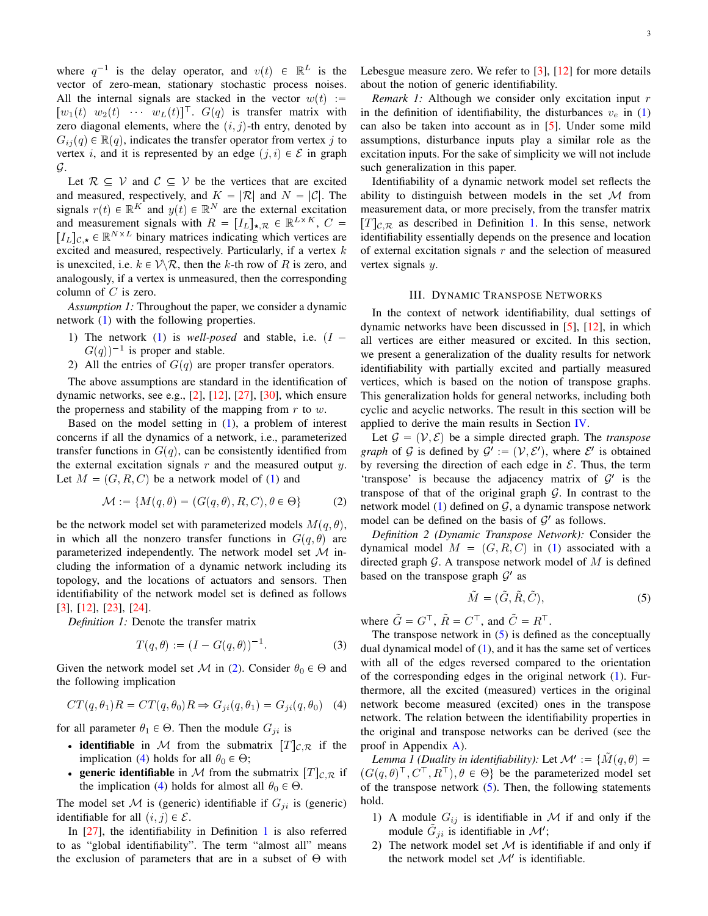where $q^{-1}$ is the delay operator, and $v(t) \in \mathbb{R}^L$ is the vector of zero-mean, stationary stochastic process noises. All the internal signals are stacked in the vector $w(t) := [w_1(t) \;\; w_2(t) \;\; \cdots \;\; w_L(t)]^\top$. $G(q)$ is transfer matrix with zero diagonal elements, where the $(i,j)$-th entry, denoted by $G_{ij}(q) \in \mathbb{R}(q)$, indicates the transfer operator from vertex $j$ to vertex $i$, and it is represented by an edge $(j,i) \in \mathcal{E}$ in graph $\mathcal{G}$.

Let $\mathcal{R} \subseteq \mathcal{V}$ and $\mathcal{C} \subseteq \mathcal{V}$ be the vertices that are excited and measured, respectively, and $K = |\mathcal{R}|$ and $N = |\mathcal{C}|$. The signals $r(t) \in \mathbb{R}^K$ and $y(t) \in \mathbb{R}^N$ are the external excitation and measurement signals with $R = [I_L]_{\star,\mathcal{R}} \in \mathbb{R}^{L \times K}$, $C = [I_L]_{\mathcal{C},\star} \in \mathbb{R}^{N \times L}$ binary matrices indicating which vertices are excited and measured, respectively. Particularly, if a vertex $k$ is unexcited, i.e. $k \in \mathcal{V} \backslash \mathcal{R}$, then the $k$-th row of $R$ is zero, and analogously, if a vertex is unmeasured, then the corresponding column of $C$ is zero.

*Assumption 1:* Throughout the paper, we consider a dynamic network (1) with the following properties.

1) The network (1) is *well-posed* and stable, i.e. $(I - G(q))^{-1}$ is proper and stable.
2) All the entries of $G(q)$ are proper transfer operators.

The above assumptions are standard in the identification of dynamic networks, see e.g., [2], [12], [27], [30], which ensure the properness and stability of the mapping from $r$ to $w$.

Based on the model setting in (1), a problem of interest concerns if all the dynamics of a network, i.e., parameterized transfer functions in $G(q)$, can be consistently identified from the external excitation signals $r$ and the measured output $y$. Let $M = (G, R, C)$ be a network model of (1) and

$$\mathcal{M} := \{M(q,\theta) = (G(q,\theta), R, C), \theta \in \Theta\} \qquad (2)$$

be the network model set with parameterized models $M(q,\theta)$, in which all the nonzero transfer functions in $G(q,\theta)$ are parameterized independently. The network model set $\mathcal{M}$ including the information of a dynamic network including its topology, and the locations of actuators and sensors. Then identifiability of the network model set is defined as follows [3], [12], [23], [24].

*Definition 1:* Denote the transfer matrix

$$T(q,\theta) := (I - G(q,\theta))^{-1}. \qquad (3)$$

Given the network model set $\mathcal{M}$ in (2). Consider $\theta_0 \in \Theta$ and the following implication

$$CT(q,\theta_1)R = CT(q,\theta_0)R \Rightarrow G_{ji}(q,\theta_1) = G_{ji}(q,\theta_0) \quad (4)$$

for all parameter $\theta_1 \in \Theta$. Then the module $G_{ji}$ is

- **identifiable** in $\mathcal{M}$ from the submatrix $[T]_{\mathcal{C},\mathcal{R}}$ if the implication (4) holds for all $\theta_0 \in \Theta$;
- **generic identifiable** in $\mathcal{M}$ from the submatrix $[T]_{\mathcal{C},\mathcal{R}}$ if the implication (4) holds for almost all $\theta_0 \in \Theta$.

The model set $\mathcal{M}$ is (generic) identifiable if $G_{ji}$ is (generic) identifiable for all $(i,j) \in \mathcal{E}$.

In [27], the identifiability in Definition 1 is also referred to as "global identifiability". The term "almost all" means the exclusion of parameters that are in a subset of $\Theta$ with Lebesgue measure zero. We refer to [3], [12] for more details about the notion of generic identifiability.

*Remark 1:* Although we consider only excitation input $r$ in the definition of identifiability, the disturbances $v_e$ in (1) can also be taken into account as in [5]. Under some mild assumptions, disturbance inputs play a similar role as the excitation inputs. For the sake of simplicity we will not include such generalization in this paper.

Identifiability of a dynamic network model set reflects the ability to distinguish between models in the set $\mathcal{M}$ from measurement data, or more precisely, from the transfer matrix $[T]_{\mathcal{C},\mathcal{R}}$ as described in Definition 1. In this sense, network identifiability essentially depends on the presence and location of external excitation signals $r$ and the selection of measured vertex signals $y$.

## III. Dynamic Transpose Networks

In the context of network identifiability, dual settings of dynamic networks have been discussed in [5], [12], in which all vertices are either measured or excited. In this section, we present a generalization of the duality results for network identifiability with partially excited and partially measured vertices, which is based on the notion of transpose graphs. This generalization holds for general networks, including both cyclic and acyclic networks. The result in this section will be applied to derive the main results in Section IV.

Let $\mathcal{G} = (\mathcal{V}, \mathcal{E})$ be a simple directed graph. The *transpose graph* of $\mathcal{G}$ is defined by $\mathcal{G}' := (\mathcal{V}, \mathcal{E}')$, where $\mathcal{E}'$ is obtained by reversing the direction of each edge in $\mathcal{E}$. Thus, the term 'transpose' is because the adjacency matrix of $\mathcal{G}'$ is the transpose of that of the original graph $\mathcal{G}$. In contrast to the network model (1) defined on $\mathcal{G}$, a dynamic transpose network model can be defined on the basis of $\mathcal{G}'$ as follows.

*Definition 2 (Dynamic Transpose Network):* Consider the dynamical model $M = (G, R, C)$ in (1) associated with a directed graph $\mathcal{G}$. A transpose network model of $M$ is defined based on the transpose graph $\mathcal{G}'$ as

$$\tilde{M} = (\tilde{G}, \tilde{R}, \tilde{C}), \qquad (5)$$

where $\tilde{G} = G^\top$, $\tilde{R} = C^\top$, and $\tilde{C} = R^\top$.

The transpose network in (5) is defined as the conceptually dual dynamical model of (1), and it has the same set of vertices with all of the edges reversed compared to the orientation of the corresponding edges in the original network (1). Furthermore, all the excited (measured) vertices in the original network become measured (excited) ones in the transpose network. The relation between the identifiability properties in the original and transpose networks can be derived (see the proof in Appendix A).

*Lemma 1 (Duality in identifiability):* Let $\mathcal{M}' := \{\tilde{M}(q,\theta) = (G(q,\theta)^\top, C^\top, R^\top), \theta \in \Theta\}$ be the parameterized model set of the transpose network (5). Then, the following statements hold.

1) A module $G_{ij}$ is identifiable in $\mathcal{M}$ if and only if the module $\tilde{G}_{ji}$ is identifiable in $\mathcal{M}'$;
2) The network model set $\mathcal{M}$ is identifiable if and only if the network model set $\mathcal{M}'$ is identifiable.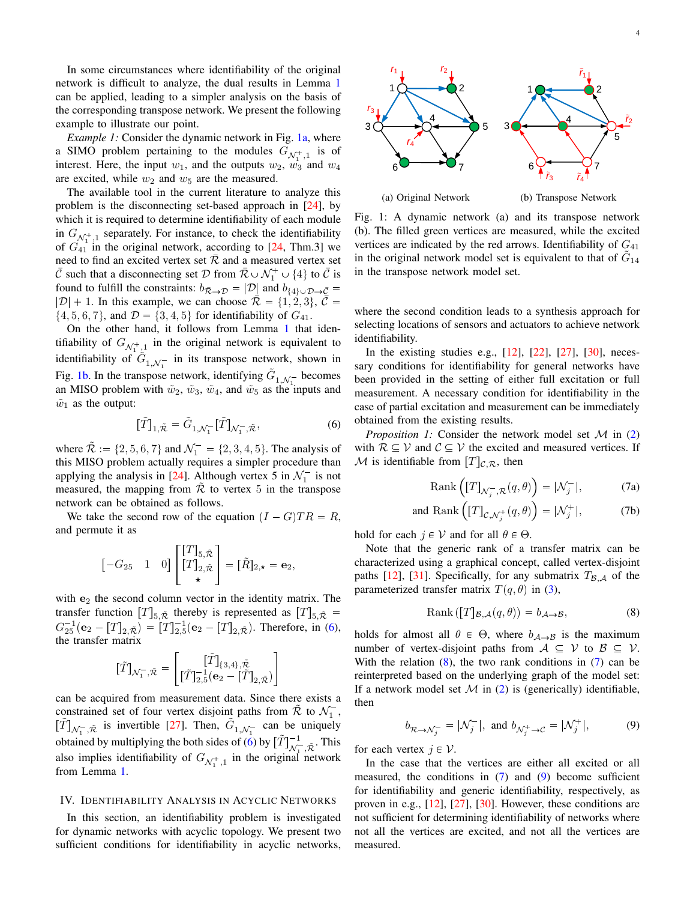In some circumstances where identifiability of the original network is difficult to analyze, the dual results in Lemma 1 can be applied, leading to a simpler analysis on the basis of the corresponding transpose network. We present the following example to illustrate our point.

*Example 1:* Consider the dynamic network in Fig. 1a, where a SIMO problem pertaining to the modules $G_{\mathcal{N}_1^+,1}$ is of interest. Here, the input $w_1$, and the outputs $w_2$, $w_3$ and $w_4$ are excited, while $w_2$ and $w_5$ are the measured.

The available tool in the current literature to analyze this problem is the disconnecting set-based approach in [24], by which it is required to determine identifiability of each module in $G_{\mathcal{N}_1^+,1}$ separately. For instance, to check the identifiability of $G_{41}$ in the original network, according to [24, Thm.3] we need to find an excited vertex set $\bar{\mathcal{R}}$ and a measured vertex set $\bar{\mathcal{C}}$ such that a disconnecting set $\mathcal{D}$ from $\bar{\mathcal{R}} \cup \mathcal{N}_1^+ \cup \{4\}$ to $\bar{\mathcal{C}}$ is found to fulfill the constraints: $b_{\bar{\mathcal{R}}\to\mathcal{D}} = |\mathcal{D}|$ and $b_{\{4\}\cup\mathcal{D}\to\bar{\mathcal{C}}} = |\mathcal{D}| + 1$. In this example, we can choose $\bar{\mathcal{R}} = \{1,2,3\}$, $\bar{\mathcal{C}} = \{4,5,6,7\}$, and $\mathcal{D} = \{3,4,5\}$ for identifiability of $G_{41}$.

On the other hand, it follows from Lemma 1 that identifiability of $G_{\mathcal{N}_1^+,1}$ in the original network is equivalent to identifiability of $\tilde{G}_{1,\mathcal{N}_1^-}$ in its transpose network, shown in Fig. 1b. In the transpose network, identifying $\tilde{G}_{1,\mathcal{N}_1^-}$ becomes an MISO problem with $\tilde{w}_2$, $\tilde{w}_3$, $\tilde{w}_4$, and $\tilde{w}_5$ as the inputs and $\tilde{w}_1$ as the output:

$$[\tilde{T}]_{1,\tilde{\mathcal{R}}} = \tilde{G}_{1,\mathcal{N}_1^-}[\tilde{T}]_{\mathcal{N}_1^-,\tilde{\mathcal{R}}}, \tag{6}$$

where $\tilde{\mathcal{R}} := \{2,5,6,7\}$ and $\mathcal{N}_1^- = \{2,3,4,5\}$. The analysis of this MISO problem actually requires a simpler procedure than applying the analysis in [24]. Although vertex 5 in $\mathcal{N}_1^-$ is not measured, the mapping from $\tilde{\mathcal{R}}$ to vertex 5 in the transpose network can be obtained as follows.

We take the second row of the equation $(I - G)TR = R$, and permute it as

$$\begin{bmatrix} -G_{25} & 1 & 0 \end{bmatrix} \begin{bmatrix} [T]_{5,\tilde{\mathcal{R}}} \\ [T]_{2,\tilde{\mathcal{R}}} \\ \star \end{bmatrix} = [\tilde{R}]_{2,\star} = \mathbf{e}_2,$$

with $\mathbf{e}_2$ the second column vector in the identity matrix. The transfer function $[T]_{5,\tilde{\mathcal{R}}}$ thereby is represented as $[T]_{5,\tilde{\mathcal{R}}} = G_{25}^{-1}(\mathbf{e}_2 - [T]_{2,\tilde{\mathcal{R}}}) = [T]_{2,5}^{-1}(\mathbf{e}_2 - [T]_{2,\tilde{\mathcal{R}}})$. Therefore, in (6), the transfer matrix

$$[\tilde{T}]_{\mathcal{N}_1^-,\tilde{\mathcal{R}}} = \begin{bmatrix} [\tilde{T}]_{\{3,4\},\tilde{\mathcal{R}}} \\ [\tilde{T}]_{2,5}^{-1}(\mathbf{e}_2 - [\tilde{T}]_{2,\tilde{\mathcal{R}}}) \end{bmatrix}$$

can be acquired from measurement data. Since there exists a constrained set of four vertex disjoint paths from $\tilde{\mathcal{R}}$ to $\mathcal{N}_1^-$, $[\tilde{T}]_{\mathcal{N}_1^-,\tilde{\mathcal{R}}}$ is invertible [27]. Then, $\tilde{G}_{1,\mathcal{N}_1^-}$ can be uniquely obtained by multiplying the both sides of (6) by $[\tilde{T}]_{\mathcal{N}_1^-,\tilde{\mathcal{R}}}^{-1}$. This also implies identifiability of $G_{\mathcal{N}_1^+,1}$ in the original network from Lemma 1.

## IV. Identifiability Analysis in Acyclic Networks

In this section, an identifiability problem is investigated for dynamic networks with acyclic topology. We present two sufficient conditions for identifiability in acyclic networks,

(a) Original Network (b) Transpose Network

Fig. 1: A dynamic network (a) and its transpose network (b). The filled green vertices are measured, while the excited vertices are indicated by the red arrows. Identifiability of $G_{41}$ in the original network model set is equivalent to that of $\tilde{G}_{14}$ in the transpose network model set.

where the second condition leads to a synthesis approach for selecting locations of sensors and actuators to achieve network identifiability.

In the existing studies e.g., [12], [22], [27], [30], necessary conditions for identifiability for general networks have been provided in the setting of either full excitation or full measurement. A necessary condition for identifiability in the case of partial excitation and measurement can be immediately obtained from the existing results.

*Proposition 1:* Consider the network model set $\mathcal{M}$ in (2) with $\mathcal{R} \subseteq \mathcal{V}$ and $\mathcal{C} \subseteq \mathcal{V}$ the excited and measured vertices. If $\mathcal{M}$ is identifiable from $[T]_{\mathcal{C},\mathcal{R}}$, then

$$\text{Rank}\left([T]_{\mathcal{N}_j^-,\mathcal{R}}(q,\theta)\right) = |\mathcal{N}_j^-|, \tag{7a}$$

$$\text{and Rank}\left([T]_{\mathcal{C},\mathcal{N}_j^+}(q,\theta)\right) = |\mathcal{N}_j^+|, \tag{7b}$$

hold for each $j \in \mathcal{V}$ and for all $\theta \in \Theta$.

Note that the generic rank of a transfer matrix can be characterized using a graphical concept, called vertex-disjoint paths [12], [31]. Specifically, for any submatrix $T_{\mathcal{B},\mathcal{A}}$ of the parameterized transfer matrix $T(q,\theta)$ in (3),

$$\text{Rank}\left([T]_{\mathcal{B},\mathcal{A}}(q,\theta)\right) = b_{\mathcal{A}\to\mathcal{B}}, \tag{8}$$

holds for almost all $\theta \in \Theta$, where $b_{\mathcal{A}\to\mathcal{B}}$ is the maximum number of vertex-disjoint paths from $\mathcal{A} \subseteq \mathcal{V}$ to $\mathcal{B} \subseteq \mathcal{V}$. With the relation (8), the two rank conditions in (7) can be reinterpreted based on the underlying graph of the model set: If a network model set $\mathcal{M}$ in (2) is (generically) identifiable, then

$$b_{\mathcal{R}\to\mathcal{N}_j^-} = |\mathcal{N}_j^-|, \text{ and } b_{\mathcal{N}_j^+\to\mathcal{C}} = |\mathcal{N}_j^+|, \tag{9}$$

for each vertex $j \in \mathcal{V}$.

In the case that the vertices are either all excited or all measured, the conditions in (7) and (9) become sufficient for identifiability and generic identifiability, respectively, as proven in e.g., [12], [27], [30]. However, these conditions are not sufficient for determining identifiability of networks where not all the vertices are excited, and not all the vertices are measured.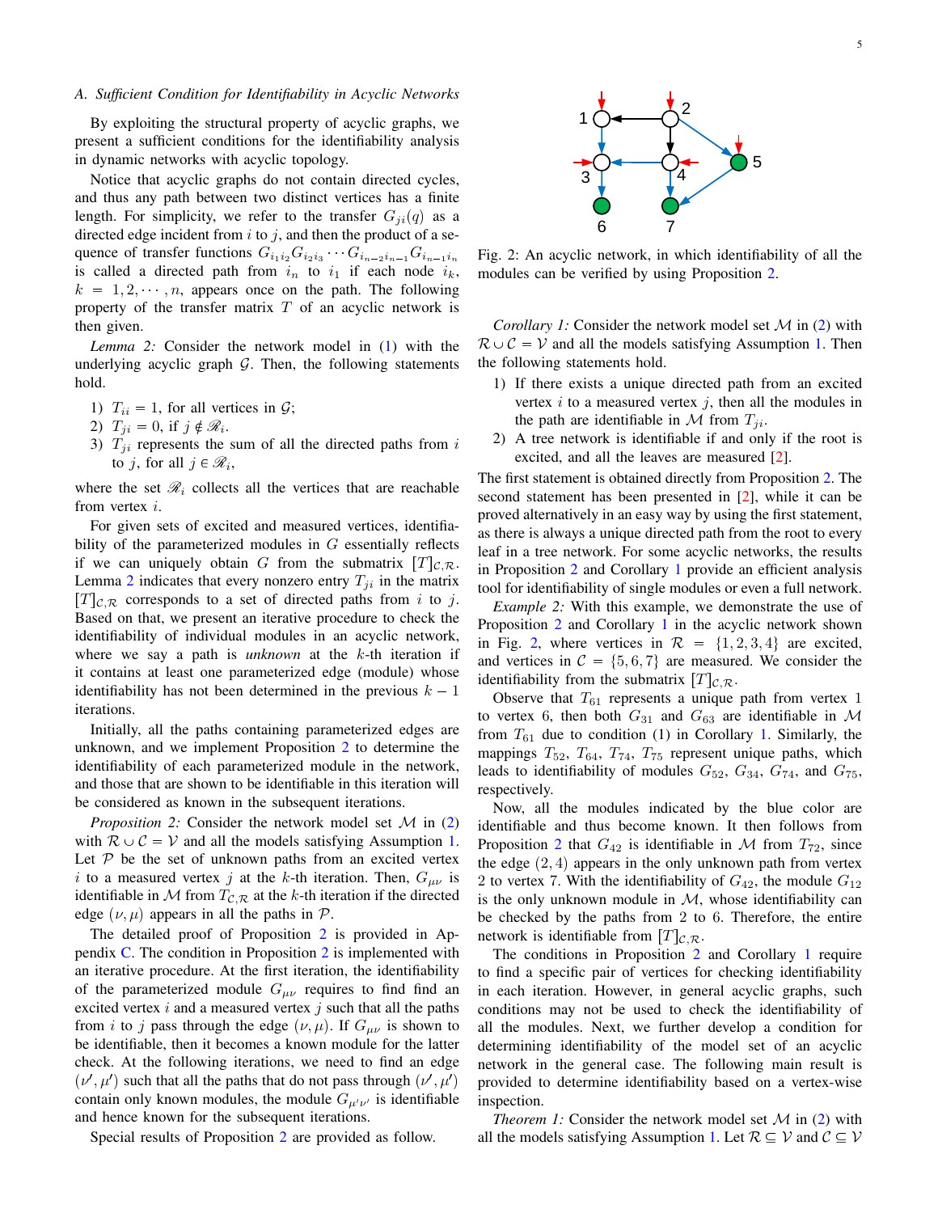### A. Sufficient Condition for Identifiability in Acyclic Networks

By exploiting the structural property of acyclic graphs, we present a sufficient conditions for the identifiability analysis in dynamic networks with acyclic topology.

Notice that acyclic graphs do not contain directed cycles, and thus any path between two distinct vertices has a finite length. For simplicity, we refer to the transfer $G_{ji}(q)$ as a directed edge incident from $i$ to $j$, and then the product of a sequence of transfer functions $G_{i_1 i_2} G_{i_2 i_3} \cdots G_{i_{n-2} i_{n-1}} G_{i_{n-1} i_n}$ is called a directed path from $i_n$ to $i_1$ if each node $i_k$, $k = 1, 2, \cdots, n$, appears once on the path. The following property of the transfer matrix $T$ of an acyclic network is then given.

*Lemma 2:* Consider the network model in (1) with the underlying acyclic graph $\mathcal{G}$. Then, the following statements hold.

1) $T_{ii} = 1$, for all vertices in $\mathcal{G}$;
2) $T_{ji} = 0$, if $j \notin \mathscr{R}_i$.
3) $T_{ji}$ represents the sum of all the directed paths from $i$ to $j$, for all $j \in \mathscr{R}_i$,

where the set $\mathscr{R}_i$ collects all the vertices that are reachable from vertex $i$.

For given sets of excited and measured vertices, identifiability of the parameterized modules in $G$ essentially reflects if we can uniquely obtain $G$ from the submatrix $[T]_{\mathcal{C},\mathcal{R}}$. Lemma 2 indicates that every nonzero entry $T_{ji}$ in the matrix $[T]_{\mathcal{C},\mathcal{R}}$ corresponds to a set of directed paths from $i$ to $j$. Based on that, we present an iterative procedure to check the identifiability of individual modules in an acyclic network, where we say a path is *unknown* at the $k$-th iteration if it contains at least one parameterized edge (module) whose identifiability has not been determined in the previous $k-1$ iterations.

Initially, all the paths containing parameterized edges are unknown, and we implement Proposition 2 to determine the identifiability of each parameterized module in the network, and those that are shown to be identifiable in this iteration will be considered as known in the subsequent iterations.

*Proposition 2:* Consider the network model set $\mathcal{M}$ in (2) with $\mathcal{R} \cup \mathcal{C} = \mathcal{V}$ and all the models satisfying Assumption 1. Let $\mathcal{P}$ be the set of unknown paths from an excited vertex $i$ to a measured vertex $j$ at the $k$-th iteration. Then, $G_{\mu\nu}$ is identifiable in $\mathcal{M}$ from $T_{\mathcal{C},\mathcal{R}}$ at the $k$-th iteration if the directed edge $(\nu, \mu)$ appears in all the paths in $\mathcal{P}$.

The detailed proof of Proposition 2 is provided in Appendix C. The condition in Proposition 2 is implemented with an iterative procedure. At the first iteration, the identifiability of the parameterized module $G_{\mu\nu}$ requires to find find an excited vertex $i$ and a measured vertex $j$ such that all the paths from $i$ to $j$ pass through the edge $(\nu, \mu)$. If $G_{\mu\nu}$ is shown to be identifiable, then it becomes a known module for the latter check. At the following iterations, we need to find an edge $(\nu', \mu')$ such that all the paths that do not pass through $(\nu', \mu')$ contain only known modules, the module $G_{\mu'\nu'}$ is identifiable and hence known for the subsequent iterations.

Special results of Proposition 2 are provided as follow.

Fig. 2: An acyclic network, in which identifiability of all the modules can be verified by using Proposition 2.

*Corollary 1:* Consider the network model set $\mathcal{M}$ in (2) with $\mathcal{R} \cup \mathcal{C} = \mathcal{V}$ and all the models satisfying Assumption 1. Then the following statements hold.

1) If there exists a unique directed path from an excited vertex $i$ to a measured vertex $j$, then all the modules in the path are identifiable in $\mathcal{M}$ from $T_{ji}$.
2) A tree network is identifiable if and only if the root is excited, and all the leaves are measured [2].

The first statement is obtained directly from Proposition 2. The second statement has been presented in [2], while it can be proved alternatively in an easy way by using the first statement, as there is always a unique directed path from the root to every leaf in a tree network. For some acyclic networks, the results in Proposition 2 and Corollary 1 provide an efficient analysis tool for identifiability of single modules or even a full network.

*Example 2:* With this example, we demonstrate the use of Proposition 2 and Corollary 1 in the acyclic network shown in Fig. 2, where vertices in $\mathcal{R} = \{1, 2, 3, 4\}$ are excited, and vertices in $\mathcal{C} = \{5, 6, 7\}$ are measured. We consider the identifiability from the submatrix $[T]_{\mathcal{C},\mathcal{R}}$.

Observe that $T_{61}$ represents a unique path from vertex 1 to vertex 6, then both $G_{31}$ and $G_{63}$ are identifiable in $\mathcal{M}$ from $T_{61}$ due to condition (1) in Corollary 1. Similarly, the mappings $T_{52}$, $T_{64}$, $T_{74}$, $T_{75}$ represent unique paths, which leads to identifiability of modules $G_{52}$, $G_{34}$, $G_{74}$, and $G_{75}$, respectively.

Now, all the modules indicated by the blue color are identifiable and thus become known. It then follows from Proposition 2 that $G_{42}$ is identifiable in $\mathcal{M}$ from $T_{72}$, since the edge $(2, 4)$ appears in the only unknown path from vertex 2 to vertex 7. With the identifiability of $G_{42}$, the module $G_{12}$ is the only unknown module in $\mathcal{M}$, whose identifiability can be checked by the paths from 2 to 6. Therefore, the entire network is identifiable from $[T]_{\mathcal{C},\mathcal{R}}$.

The conditions in Proposition 2 and Corollary 1 require to find a specific pair of vertices for checking identifiability in each iteration. However, in general acyclic graphs, such conditions may not be used to check the identifiability of all the modules. Next, we further develop a condition for determining identifiability of the model set of an acyclic network in the general case. The following main result is provided to determine identifiability based on a vertex-wise inspection.

*Theorem 1:* Consider the network model set $\mathcal{M}$ in (2) with all the models satisfying Assumption 1. Let $\mathcal{R} \subseteq \mathcal{V}$ and $\mathcal{C} \subseteq \mathcal{V}$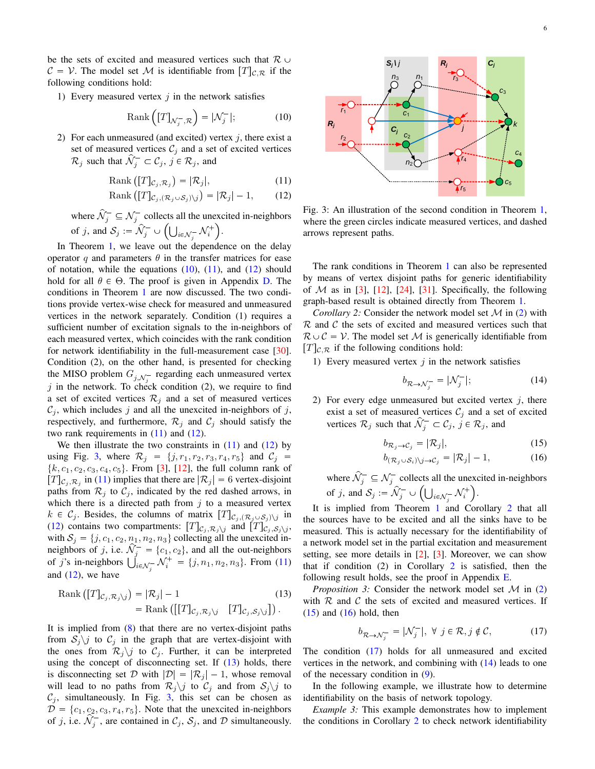be the sets of excited and measured vertices such that $\mathcal{R} \cup \mathcal{C} = \mathcal{V}$. The model set $\mathcal{M}$ is identifiable from $[T]_{\mathcal{C},\mathcal{R}}$ if the following conditions hold:

1) Every measured vertex $j$ in the network satisfies

$$\text{Rank}\left([T]_{\mathcal{N}_j^-,\mathcal{R}}\right) = |\mathcal{N}_j^-|; \tag{10}$$

2) For each unmeasured (and excited) vertex $j$, there exist a set of measured vertices $\mathcal{C}_j$ and a set of excited vertices $\mathcal{R}_j$ such that $\widehat{\mathcal{N}}_j^- \subset \mathcal{C}_j$, $j \in \mathcal{R}_j$, and

$$\text{Rank}\left([T]_{\mathcal{C}_j,\mathcal{R}_j}\right) = |\mathcal{R}_j|, \tag{11}$$

$$\text{Rank}\left([T]_{\mathcal{C}_j,(\mathcal{R}_j \cup \mathcal{S}_j)\setminus j}\right) = |\mathcal{R}_j| - 1, \tag{12}$$

where $\widehat{\mathcal{N}}_j^- \subseteq \mathcal{N}_j^-$ collects all the unexcited in-neighbors of $j$, and $\mathcal{S}_j := \widehat{\mathcal{N}}_j^- \cup \left(\bigcup_{i \in \mathcal{N}_j^-} \mathcal{N}_i^+\right)$.

In Theorem 1, we leave out the dependence on the delay operator $q$ and parameters $\theta$ in the transfer matrices for ease of notation, while the equations (10), (11), and (12) should hold for all $\theta \in \Theta$. The proof is given in Appendix D. The conditions in Theorem 1 are now discussed. The two conditions provide vertex-wise check for measured and unmeasured vertices in the network separately. Condition (1) requires a sufficient number of excitation signals to the in-neighbors of each measured vertex, which coincides with the rank condition for network identifiability in the full-measurement case [30]. Condition (2), on the other hand, is presented for checking the MISO problem $G_{j,\mathcal{N}_j^-}$ regarding each unmeasured vertex $j$ in the network. To check condition (2), we require to find a set of excited vertices $\mathcal{R}_j$ and a set of measured vertices $\mathcal{C}_j$, which includes $j$ and all the unexcited in-neighbors of $j$, respectively, and furthermore, $\mathcal{R}_j$ and $\mathcal{C}_j$ should satisfy the two rank requirements in (11) and (12).

We then illustrate the two constraints in (11) and (12) by using Fig. 3, where $\mathcal{R}_j = \{j, r_1, r_2, r_3, r_4, r_5\}$ and $\mathcal{C}_j = \{k, c_1, c_2, c_3, c_4, c_5\}$. From [3], [12], the full column rank of $[T]_{\mathcal{C}_j,\mathcal{R}_j}$ in (11) implies that there are $|\mathcal{R}_j| = 6$ vertex-disjoint paths from $\mathcal{R}_j$ to $\mathcal{C}_j$, indicated by the red dashed arrows, in which there is a directed path from $j$ to a measured vertex $k \in \mathcal{C}_j$. Besides, the columns of matrix $[T]_{\mathcal{C}_j,(\mathcal{R}_j \cup \mathcal{S}_j)\setminus j}$ in (12) contains two compartments: $[T]_{\mathcal{C}_j,\mathcal{R}_j\setminus j}$ and $[T]_{\mathcal{C}_j,\mathcal{S}_j\setminus j}$, with $\mathcal{S}_j = \{j, c_1, c_2, n_1, n_2, n_3\}$ collecting all the unexcited in-neighbors of $j$, i.e. $\widehat{\mathcal{N}}_j^- = \{c_1, c_2\}$, and all the out-neighbors of $j$'s in-neighbors $\bigcup_{i \in \mathcal{N}_j^-} \mathcal{N}_i^+ = \{j, n_1, n_2, n_3\}$. From (11) and (12), we have

$$\begin{aligned}\text{Rank}\left([T]_{\mathcal{C}_j,\mathcal{R}_j\setminus j}\right) &= |\mathcal{R}_j| - 1 \\ &= \text{Rank}\left(\begin{bmatrix}[T]_{\mathcal{C}_j,\mathcal{R}_j\setminus j} & [T]_{\mathcal{C}_j,\mathcal{S}_j\setminus j}\end{bmatrix}\right).\end{aligned} \tag{13}$$

It is implied from (8) that there are no vertex-disjoint paths from $\mathcal{S}_j\setminus j$ to $\mathcal{C}_j$ in the graph that are vertex-disjoint with the ones from $\mathcal{R}_j\setminus j$ to $\mathcal{C}_j$. Further, it can be interpreted using the concept of disconnecting set. If (13) holds, there is disconnecting set $\mathcal{D}$ with $|\mathcal{D}| = |\mathcal{R}_j| - 1$, whose removal will lead to no paths from $\mathcal{R}_j\setminus j$ to $\mathcal{C}_j$ and from $\mathcal{S}_j\setminus j$ to $\mathcal{C}_j$, simultaneously. In Fig. 3, this set can be chosen as $\mathcal{D} = \{c_1, c_2, c_3, r_4, r_5\}$. Note that the unexcited in-neighbors of $j$, i.e. $\widehat{\mathcal{N}}_j^-$, are contained in $\mathcal{C}_j$, $\mathcal{S}_j$, and $\mathcal{D}$ simultaneously.

Fig. 3: An illustration of the second condition in Theorem 1, where the green circles indicate measured vertices, and dashed arrows represent paths.

The rank conditions in Theorem 1 can also be represented by means of vertex disjoint paths for generic identifiability of $\mathcal{M}$ as in [3], [12], [24], [31]. Specifically, the following graph-based result is obtained directly from Theorem 1.

*Corollary 2:* Consider the network model set $\mathcal{M}$ in (2) with $\mathcal{R}$ and $\mathcal{C}$ the sets of excited and measured vertices such that $\mathcal{R} \cup \mathcal{C} = \mathcal{V}$. The model set $\mathcal{M}$ is generically identifiable from $[T]_{\mathcal{C},\mathcal{R}}$ if the following conditions hold:

1) Every measured vertex $j$ in the network satisfies

$$b_{\mathcal{R}\to\mathcal{N}_j^-} = |\mathcal{N}_j^-|; \tag{14}$$

2) For every edge unmeasured but excited vertex $j$, there exist a set of measured vertices $\mathcal{C}_j$ and a set of excited vertices $\mathcal{R}_j$ such that $\widehat{\mathcal{N}}_j^- \subset \mathcal{C}_j$, $j \in \mathcal{R}_j$, and

$$b_{\mathcal{R}_j\to\mathcal{C}_j} = |\mathcal{R}_j|, \tag{15}$$

$$b_{(\mathcal{R}_j\cup\mathcal{S}_j)\setminus j\to\mathcal{C}_j} = |\mathcal{R}_j| - 1, \tag{16}$$

where $\widehat{\mathcal{N}}_j^- \subseteq \mathcal{N}_j^-$ collects all the unexcited in-neighbors of $j$, and $\mathcal{S}_j := \widehat{\mathcal{N}}_j^- \cup \left(\bigcup_{i \in \mathcal{N}_j^-} \mathcal{N}_i^+\right)$.

It is implied from Theorem 1 and Corollary 2 that all the sources have to be excited and all the sinks have to be measured. This is actually necessary for the identifiability of a network model set in the partial excitation and measurement setting, see more details in [2], [3]. Moreover, we can show that if condition (2) in Corollary 2 is satisfied, then the following result holds, see the proof in Appendix E.

*Proposition 3:* Consider the network model set $\mathcal{M}$ in (2) with $\mathcal{R}$ and $\mathcal{C}$ the sets of excited and measured vertices. If (15) and (16) hold, then

$$b_{\mathcal{R}\to\mathcal{N}_j^-} = |\mathcal{N}_j^-|, \ \forall\ j \in \mathcal{R}, j \notin \mathcal{C}, \tag{17}$$

The condition (17) holds for all unmeasured and excited vertices in the network, and combining with (14) leads to one of the necessary condition in (9).

In the following example, we illustrate how to determine identifiability on the basis of network topology.

*Example 3:* This example demonstrates how to implement the conditions in Corollary 2 to check network identifiability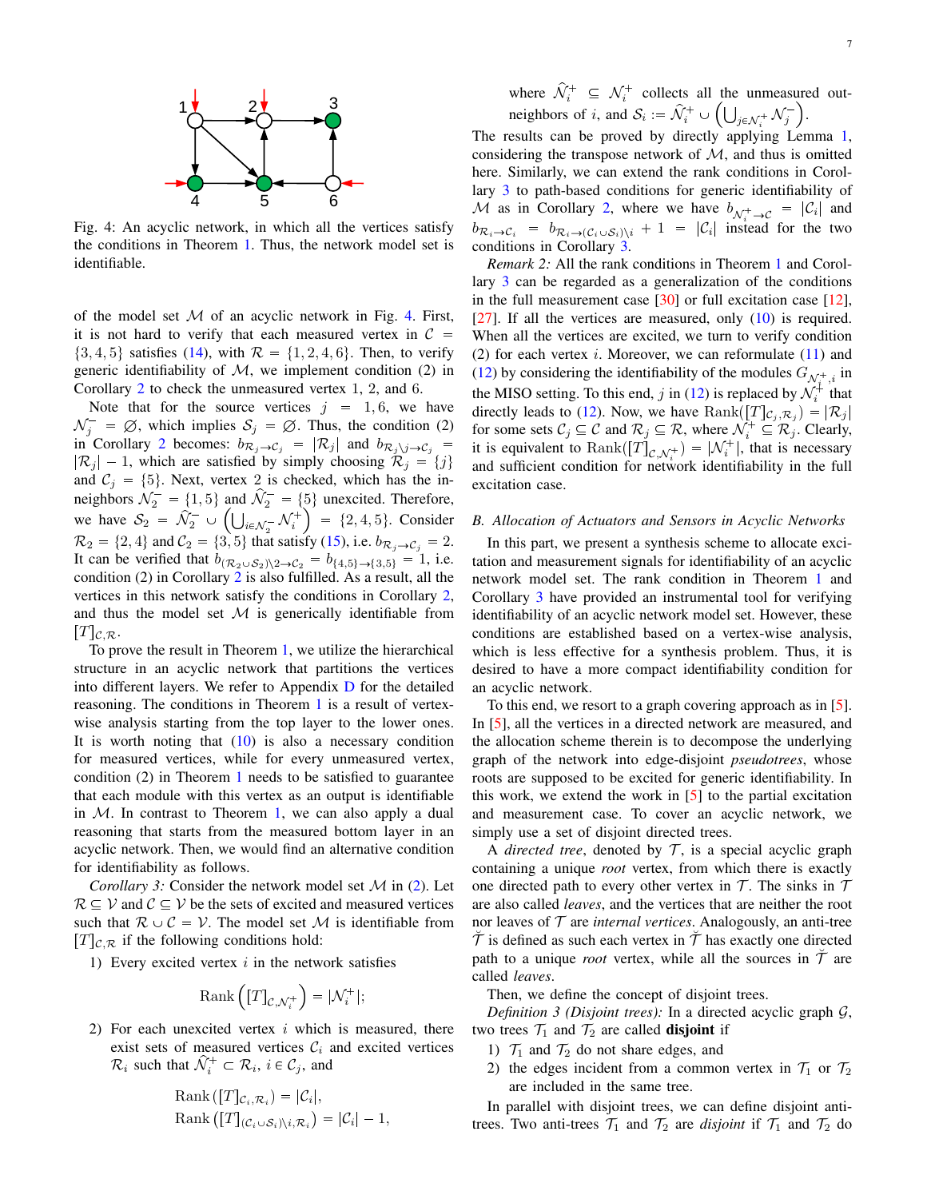Fig. 4: An acyclic network, in which all the vertices satisfy the conditions in Theorem 1. Thus, the network model set is identifiable.

of the model set $\mathcal{M}$ of an acyclic network in Fig. 4. First, it is not hard to verify that each measured vertex in $\mathcal{C} = \{3, 4, 5\}$ satisfies (14), with $\mathcal{R} = \{1, 2, 4, 6\}$. Then, to verify generic identifiability of $\mathcal{M}$, we implement condition (2) in Corollary 2 to check the unmeasured vertex 1, 2, and 6.

Note that for the source vertices $j = 1, 6$, we have $\mathcal{N}_j^- = \varnothing$, which implies $\mathcal{S}_j = \varnothing$. Thus, the condition (2) in Corollary 2 becomes: $b_{\mathcal{R}_j \to \mathcal{C}_j} = |\mathcal{R}_j|$ and $b_{\mathcal{R}_j \setminus j \to \mathcal{C}_j} = |\mathcal{R}_j| - 1$, which are satisfied by simply choosing $\mathcal{R}_j = \{j\}$ and $\mathcal{C}_j = \{5\}$. Next, vertex 2 is checked, which has the in-neighbors $\mathcal{N}_2^- = \{1, 5\}$ and $\widehat{\mathcal{N}}_2^- = \{5\}$ unexcited. Therefore, we have $\mathcal{S}_2 = \widehat{\mathcal{N}}_2^- \cup \left( \bigcup_{i \in \mathcal{N}_2^-} \mathcal{N}_i^+ \right) = \{2, 4, 5\}$. Consider $\mathcal{R}_2 = \{2, 4\}$ and $\mathcal{C}_2 = \{3, 5\}$ that satisfy (15), i.e. $b_{\mathcal{R}_j \to \mathcal{C}_j} = 2$. It can be verified that $b_{(\mathcal{R}_2 \cup \mathcal{S}_2) \setminus 2 \to \mathcal{C}_2} = b_{\{4,5\} \to \{3,5\}} = 1$, i.e. condition (2) in Corollary 2 is also fulfilled. As a result, all the vertices in this network satisfy the conditions in Corollary 2, and thus the model set $\mathcal{M}$ is generically identifiable from $[T]_{\mathcal{C},\mathcal{R}}$.

To prove the result in Theorem 1, we utilize the hierarchical structure in an acyclic network that partitions the vertices into different layers. We refer to Appendix D for the detailed reasoning. The conditions in Theorem 1 is a result of vertex-wise analysis starting from the top layer to the lower ones. It is worth noting that (10) is also a necessary condition for measured vertices, while for every unmeasured vertex, condition (2) in Theorem 1 needs to be satisfied to guarantee that each module with this vertex as an output is identifiable in $\mathcal{M}$. In contrast to Theorem 1, we can also apply a dual reasoning that starts from the measured bottom layer in an acyclic network. Then, we would find an alternative condition for identifiability as follows.

*Corollary 3:* Consider the network model set $\mathcal{M}$ in (2). Let $\mathcal{R} \subseteq \mathcal{V}$ and $\mathcal{C} \subseteq \mathcal{V}$ be the sets of excited and measured vertices such that $\mathcal{R} \cup \mathcal{C} = \mathcal{V}$. The model set $\mathcal{M}$ is identifiable from $[T]_{\mathcal{C},\mathcal{R}}$ if the following conditions hold:

1) Every excited vertex $i$ in the network satisfies
$$\text{Rank}\left([T]_{\mathcal{C},\mathcal{N}_i^+}\right) = |\mathcal{N}_i^+|;$$

2) For each unexcited vertex $i$ which is measured, there exist sets of measured vertices $\mathcal{C}_i$ and excited vertices $\mathcal{R}_i$ such that $\widehat{\mathcal{N}}_i^+ \subset \mathcal{R}_i$, $i \in \mathcal{C}_j$, and
$$\text{Rank}\left([T]_{\mathcal{C}_i,\mathcal{R}_i}\right) = |\mathcal{C}_i|,$$
$$\text{Rank}\left([T]_{(\mathcal{C}_i \cup \mathcal{S}_i) \setminus i,\mathcal{R}_i}\right) = |\mathcal{C}_i| - 1,$$
where $\widehat{\mathcal{N}}_i^+ \subseteq \mathcal{N}_i^+$ collects all the unmeasured out-neighbors of $i$, and $\mathcal{S}_i := \widehat{\mathcal{N}}_i^+ \cup \left( \bigcup_{j \in \mathcal{N}_i^+} \mathcal{N}_j^- \right)$.

The results can be proved by directly applying Lemma 1, considering the transpose network of $\mathcal{M}$, and thus is omitted here. Similarly, we can extend the rank conditions in Corollary 3 to path-based conditions for generic identifiability of $\mathcal{M}$ as in Corollary 2, where we have $b_{\mathcal{N}_i^+ \to \mathcal{C}} = |\mathcal{C}_i|$ and $b_{\mathcal{R}_i \to \mathcal{C}_i} = b_{\mathcal{R}_i \to (\mathcal{C}_i \cup \mathcal{S}_i) \setminus i} + 1 = |\mathcal{C}_i|$ instead for the two conditions in Corollary 3.

*Remark 2:* All the rank conditions in Theorem 1 and Corollary 3 can be regarded as a generalization of the conditions in the full measurement case [30] or full excitation case [12], [27]. If all the vertices are measured, only (10) is required. When all the vertices are excited, we turn to verify condition (2) for each vertex $i$. Moreover, we can reformulate (11) and (12) by considering the identifiability of the modules $G_{\mathcal{N}_i^+,i}$ in the MISO setting. To this end, $j$ in (12) is replaced by $\mathcal{N}_i^+$ that directly leads to (12). Now, we have $\text{Rank}([T]_{\mathcal{C}_j,\mathcal{R}_j}) = |\mathcal{R}_j|$ for some sets $\mathcal{C}_j \subseteq \mathcal{C}$ and $\mathcal{R}_j \subseteq \mathcal{R}$, where $\mathcal{N}_i^+ \subseteq \mathcal{R}_j$. Clearly, it is equivalent to $\text{Rank}([T]_{\mathcal{C},\mathcal{N}_i^+}) = |\mathcal{N}_i^+|$, that is necessary and sufficient condition for network identifiability in the full excitation case.

### B. Allocation of Actuators and Sensors in Acyclic Networks

In this part, we present a synthesis scheme to allocate excitation and measurement signals for identifiability of an acyclic network model set. The rank condition in Theorem 1 and Corollary 3 have provided an instrumental tool for verifying identifiability of an acyclic network model set. However, these conditions are established based on a vertex-wise analysis, which is less effective for a synthesis problem. Thus, it is desired to have a more compact identifiability condition for an acyclic network.

To this end, we resort to a graph covering approach as in [5]. In [5], all the vertices in a directed network are measured, and the allocation scheme therein is to decompose the underlying graph of the network into edge-disjoint *pseudotrees*, whose roots are supposed to be excited for generic identifiability. In this work, we extend the work in [5] to the partial excitation and measurement case. To cover an acyclic network, we simply use a set of disjoint directed trees.

A *directed tree*, denoted by $\mathcal{T}$, is a special acyclic graph containing a unique *root* vertex, from which there is exactly one directed path to every other vertex in $\mathcal{T}$. The sinks in $\mathcal{T}$ are also called *leaves*, and the vertices that are neither the root nor leaves of $\mathcal{T}$ are *internal vertices*. Analogously, an anti-tree $\breve{\mathcal{T}}$ is defined as such each vertex in $\breve{\mathcal{T}}$ has exactly one directed path to a unique *root* vertex, while all the sources in $\breve{\mathcal{T}}$ are called *leaves*.

Then, we define the concept of disjoint trees.

*Definition 3 (Disjoint trees):* In a directed acyclic graph $\mathcal{G}$, two trees $\mathcal{T}_1$ and $\mathcal{T}_2$ are called **disjoint** if

1) $\mathcal{T}_1$ and $\mathcal{T}_2$ do not share edges, and
2) the edges incident from a common vertex in $\mathcal{T}_1$ or $\mathcal{T}_2$ are included in the same tree.

In parallel with disjoint trees, we can define disjoint anti-trees. Two anti-trees $\breve{\mathcal{T}}_1$ and $\breve{\mathcal{T}}_2$ are *disjoint* if $\breve{\mathcal{T}}_1$ and $\breve{\mathcal{T}}_2$ do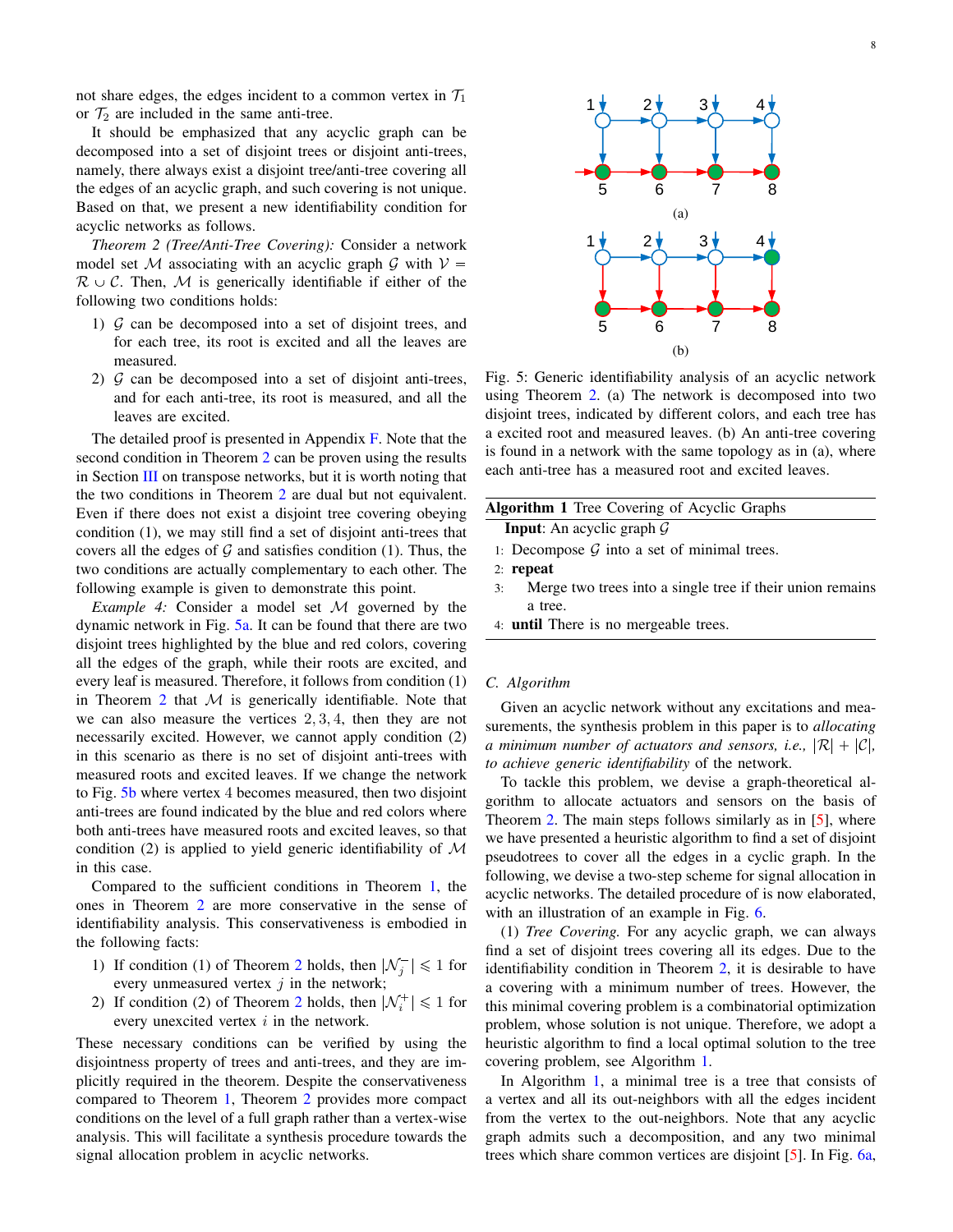not share edges, the edges incident to a common vertex in $\mathcal{T}_1$ or $\mathcal{T}_2$ are included in the same anti-tree.

It should be emphasized that any acyclic graph can be decomposed into a set of disjoint trees or disjoint anti-trees, namely, there always exist a disjoint tree/anti-tree covering all the edges of an acyclic graph, and such covering is not unique. Based on that, we present a new identifiability condition for acyclic networks as follows.

*Theorem 2 (Tree/Anti-Tree Covering):* Consider a network model set $\mathcal{M}$ associating with an acyclic graph $\mathcal{G}$ with $\mathcal{V} = \mathcal{R} \cup \mathcal{C}$. Then, $\mathcal{M}$ is generically identifiable if either of the following two conditions holds:

1) $\mathcal{G}$ can be decomposed into a set of disjoint trees, and for each tree, its root is excited and all the leaves are measured.
2) $\mathcal{G}$ can be decomposed into a set of disjoint anti-trees, and for each anti-tree, its root is measured, and all the leaves are excited.

The detailed proof is presented in Appendix F. Note that the second condition in Theorem 2 can be proven using the results in Section III on transpose networks, but it is worth noting that the two conditions in Theorem 2 are dual but not equivalent. Even if there does not exist a disjoint tree covering obeying condition (1), we may still find a set of disjoint anti-trees that covers all the edges of $\mathcal{G}$ and satisfies condition (1). Thus, the two conditions are actually complementary to each other. The following example is given to demonstrate this point.

*Example 4:* Consider a model set $\mathcal{M}$ governed by the dynamic network in Fig. 5a. It can be found that there are two disjoint trees highlighted by the blue and red colors, covering all the edges of the graph, while their roots are excited, and every leaf is measured. Therefore, it follows from condition (1) in Theorem 2 that $\mathcal{M}$ is generically identifiable. Note that we can also measure the vertices $2, 3, 4$, then they are not necessarily excited. However, we cannot apply condition (2) in this scenario as there is no set of disjoint anti-trees with measured roots and excited leaves. If we change the network to Fig. 5b where vertex 4 becomes measured, then two disjoint anti-trees are found indicated by the blue and red colors where both anti-trees have measured roots and excited leaves, so that condition (2) is applied to yield generic identifiability of $\mathcal{M}$ in this case.

Compared to the sufficient conditions in Theorem 1, the ones in Theorem 2 are more conservative in the sense of identifiability analysis. This conservativeness is embodied in the following facts:

1) If condition (1) of Theorem 2 holds, then $|\mathcal{N}_j^-| \leqslant 1$ for every unmeasured vertex $j$ in the network;
2) If condition (2) of Theorem 2 holds, then $|\mathcal{N}_i^+| \leqslant 1$ for every unexcited vertex $i$ in the network.

These necessary conditions can be verified by using the disjointness property of trees and anti-trees, and they are implicitly required in the theorem. Despite the conservativeness compared to Theorem 1, Theorem 2 provides more compact conditions on the level of a full graph rather than a vertex-wise analysis. This will facilitate a synthesis procedure towards the signal allocation problem in acyclic networks.

Fig. 5: Generic identifiability analysis of an acyclic network using Theorem 2. (a) The network is decomposed into two disjoint trees, indicated by different colors, and each tree has a excited root and measured leaves. (b) An anti-tree covering is found in a network with the same topology as in (a), where each anti-tree has a measured root and excited leaves.

---

**Algorithm 1** Tree Covering of Acyclic Graphs

**Input**: An acyclic graph $\mathcal{G}$

1: Decompose $\mathcal{G}$ into a set of minimal trees.
2: **repeat**
3: &nbsp;&nbsp;&nbsp;&nbsp;Merge two trees into a single tree if their union remains a tree.
4: **until** There is no mergeable trees.

---

### C. Algorithm

Given an acyclic network without any excitations and measurements, the synthesis problem in this paper is to *allocating a minimum number of actuators and sensors, i.e.,* $|\mathcal{R}| + |\mathcal{C}|$*, to achieve generic identifiability* of the network.

To tackle this problem, we devise a graph-theoretical algorithm to allocate actuators and sensors on the basis of Theorem 2. The main steps follows similarly as in [5], where we have presented a heuristic algorithm to find a set of disjoint pseudotrees to cover all the edges in a cyclic graph. In the following, we devise a two-step scheme for signal allocation in acyclic networks. The detailed procedure of is now elaborated, with an illustration of an example in Fig. 6.

(1) *Tree Covering.* For any acyclic graph, we can always find a set of disjoint trees covering all its edges. Due to the identifiability condition in Theorem 2, it is desirable to have a covering with a minimum number of trees. However, the this minimal covering problem is a combinatorial optimization problem, whose solution is not unique. Therefore, we adopt a heuristic algorithm to find a local optimal solution to the tree covering problem, see Algorithm 1.

In Algorithm 1, a minimal tree is a tree that consists of a vertex and all its out-neighbors with all the edges incident from the vertex to the out-neighbors. Note that any acyclic graph admits such a decomposition, and any two minimal trees which share common vertices are disjoint [5]. In Fig. 6a,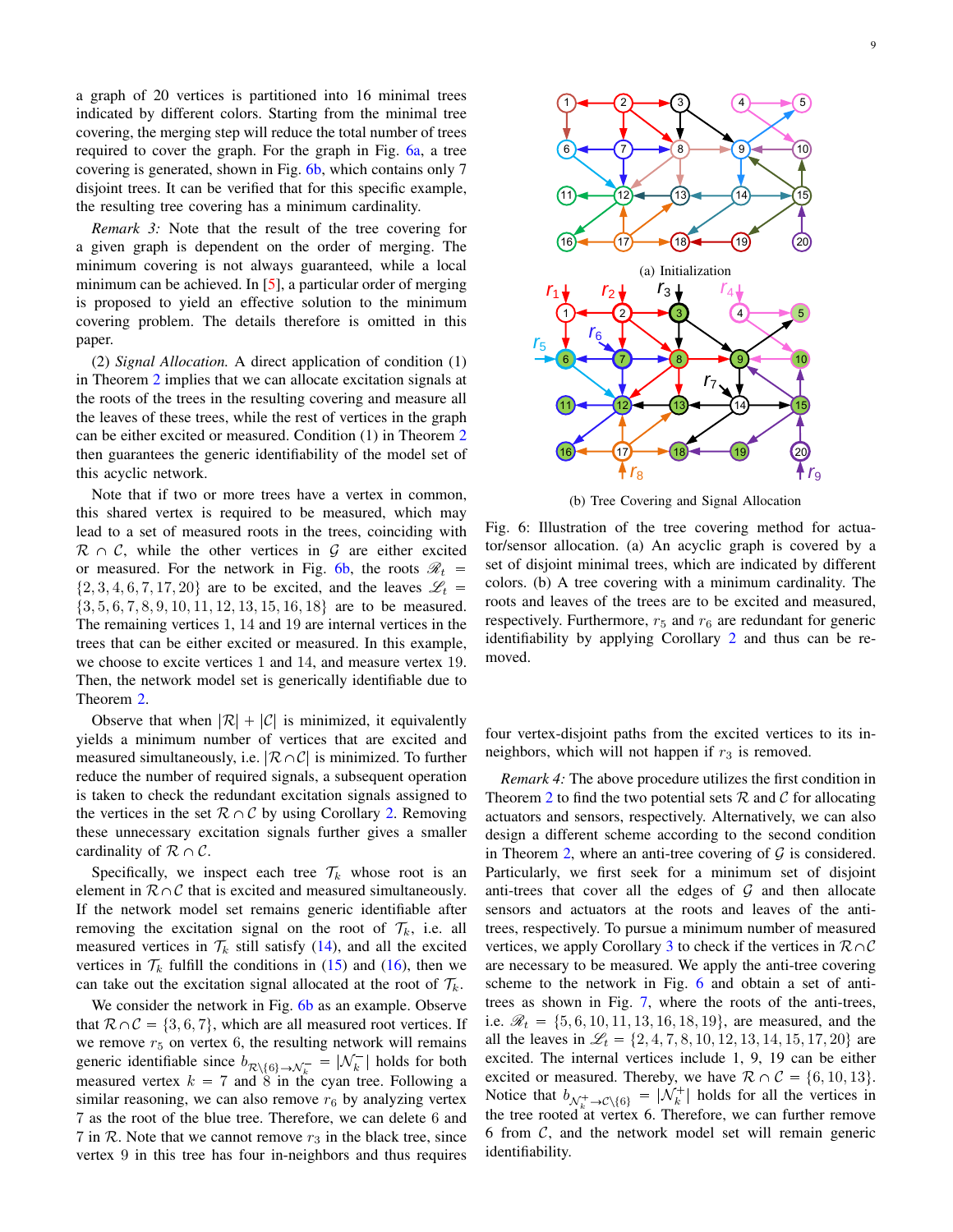a graph of 20 vertices is partitioned into 16 minimal trees indicated by different colors. Starting from the minimal tree covering, the merging step will reduce the total number of trees required to cover the graph. For the graph in Fig. 6a, a tree covering is generated, shown in Fig. 6b, which contains only 7 disjoint trees. It can be verified that for this specific example, the resulting tree covering has a minimum cardinality.

*Remark 3:* Note that the result of the tree covering for a given graph is dependent on the order of merging. The minimum covering is not always guaranteed, while a local minimum can be achieved. In [5], a particular order of merging is proposed to yield an effective solution to the minimum covering problem. The details therefore is omitted in this paper.

(2) *Signal Allocation.* A direct application of condition (1) in Theorem 2 implies that we can allocate excitation signals at the roots of the trees in the resulting covering and measure all the leaves of these trees, while the rest of vertices in the graph can be either excited or measured. Condition (1) in Theorem 2 then guarantees the generic identifiability of the model set of this acyclic network.

Note that if two or more trees have a vertex in common, this shared vertex is required to be measured, which may lead to a set of measured roots in the trees, coinciding with $\mathcal{R} \cap \mathcal{C}$, while the other vertices in $\mathcal{G}$ are either excited or measured. For the network in Fig. 6b, the roots $\mathscr{R}_t = \{2, 3, 4, 6, 7, 17, 20\}$ are to be excited, and the leaves $\mathscr{L}_t = \{3, 5, 6, 7, 8, 9, 10, 11, 12, 13, 15, 16, 18\}$ are to be measured. The remaining vertices 1, 14 and 19 are internal vertices in the trees that can be either excited or measured. In this example, we choose to excite vertices 1 and 14, and measure vertex 19. Then, the network model set is generically identifiable due to Theorem 2.

Observe that when $|\mathcal{R}| + |\mathcal{C}|$ is minimized, it equivalently yields a minimum number of vertices that are excited and measured simultaneously, i.e. $|\mathcal{R} \cap \mathcal{C}|$ is minimized. To further reduce the number of required signals, a subsequent operation is taken to check the redundant excitation signals assigned to the vertices in the set $\mathcal{R} \cap \mathcal{C}$ by using Corollary 2. Removing these unnecessary excitation signals further gives a smaller cardinality of $\mathcal{R} \cap \mathcal{C}$.

Specifically, we inspect each tree $\mathcal{T}_k$ whose root is an element in $\mathcal{R} \cap \mathcal{C}$ that is excited and measured simultaneously. If the network model set remains generic identifiable after removing the excitation signal on the root of $\mathcal{T}_k$, i.e. all measured vertices in $\mathcal{T}_k$ still satisfy (14), and all the excited vertices in $\mathcal{T}_k$ fulfill the conditions in (15) and (16), then we can take out the excitation signal allocated at the root of $\mathcal{T}_k$.

We consider the network in Fig. 6b as an example. Observe that $\mathcal{R} \cap \mathcal{C} = \{3, 6, 7\}$, which are all measured root vertices. If we remove $r_5$ on vertex 6, the resulting network will remains generic identifiable since $b_{\mathcal{R}\setminus\{6\} \to \mathcal{N}_k^-} = |\mathcal{N}_k^-|$ holds for both measured vertex $k = 7$ and 8 in the cyan tree. Following a similar reasoning, we can also remove $r_6$ by analyzing vertex 7 as the root of the blue tree. Therefore, we can delete 6 and 7 in $\mathcal{R}$. Note that we cannot remove $r_3$ in the black tree, since vertex 9 in this tree has four in-neighbors and thus requires four vertex-disjoint paths from the excited vertices to its in-neighbors, which will not happen if $r_3$ is removed.

(a) Initialization

(b) Tree Covering and Signal Allocation

Fig. 6: Illustration of the tree covering method for actuator/sensor allocation. (a) An acyclic graph is covered by a set of disjoint minimal trees, which are indicated by different colors. (b) A tree covering with a minimum cardinality. The roots and leaves of the trees are to be excited and measured, respectively. Furthermore, $r_5$ and $r_6$ are redundant for generic identifiability by applying Corollary 2 and thus can be removed.

*Remark 4:* The above procedure utilizes the first condition in Theorem 2 to find the two potential sets $\mathcal{R}$ and $\mathcal{C}$ for allocating actuators and sensors, respectively. Alternatively, we can also design a different scheme according to the second condition in Theorem 2, where an anti-tree covering of $\mathcal{G}$ is considered. Particularly, we first seek for a minimum set of disjoint anti-trees that cover all the edges of $\mathcal{G}$ and then allocate sensors and actuators at the roots and leaves of the anti-trees, respectively. To pursue a minimum number of measured vertices, we apply Corollary 3 to check if the vertices in $\mathcal{R} \cap \mathcal{C}$ are necessary to be measured. We apply the anti-tree covering scheme to the network in Fig. 6 and obtain a set of anti-trees as shown in Fig. 7, where the roots of the anti-trees, i.e. $\mathscr{R}_t = \{5, 6, 10, 11, 13, 16, 18, 19\}$, are measured, and the all the leaves in $\mathscr{L}_t = \{2, 4, 7, 8, 10, 12, 13, 14, 15, 17, 20\}$ are excited. The internal vertices include 1, 9, 19 can be either excited or measured. Thereby, we have $\mathcal{R} \cap \mathcal{C} = \{6, 10, 13\}$. Notice that $b_{\mathcal{N}_k^+ \to \mathcal{C}\setminus\{6\}} = |\mathcal{N}_k^+|$ holds for all the vertices in the tree rooted at vertex 6. Therefore, we can further remove 6 from $\mathcal{C}$, and the network model set will remain generic identifiability.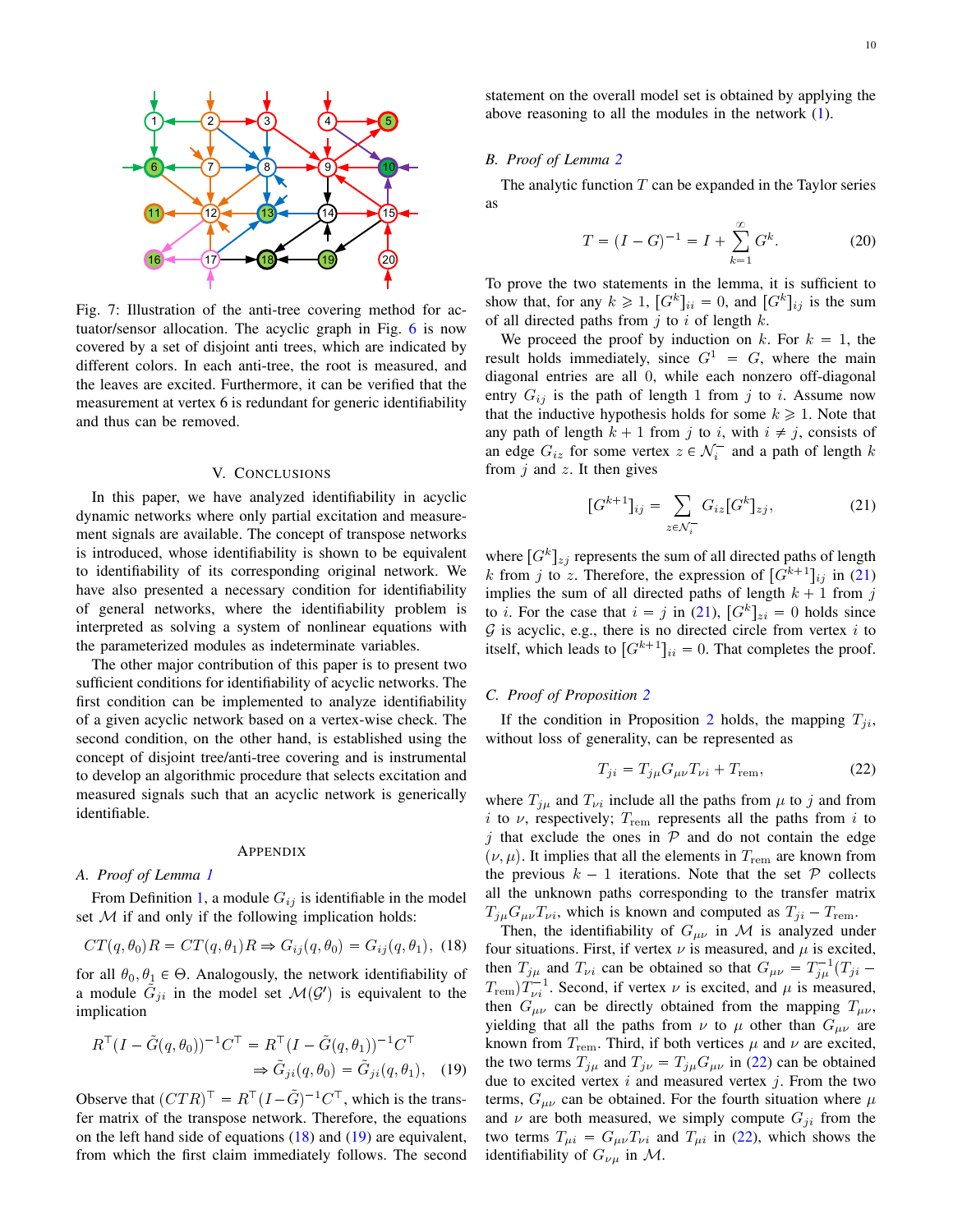Fig. 7: Illustration of the anti-tree covering method for actuator/sensor allocation. The acyclic graph in Fig. 6 is now covered by a set of disjoint anti trees, which are indicated by different colors. In each anti-tree, the root is measured, and the leaves are excited. Furthermore, it can be verified that the measurement at vertex 6 is redundant for generic identifiability and thus can be removed.

## V. Conclusions

In this paper, we have analyzed identifiability in acyclic dynamic networks where only partial excitation and measurement signals are available. The concept of transpose networks is introduced, whose identifiability is shown to be equivalent to identifiability of its corresponding original network. We have also presented a necessary condition for identifiability of general networks, where the identifiability problem is interpreted as solving a system of nonlinear equations with the parameterized modules as indeterminate variables.

The other major contribution of this paper is to present two sufficient conditions for identifiability of acyclic networks. The first condition can be implemented to analyze identifiability of a given acyclic network based on a vertex-wise check. The second condition, on the other hand, is established using the concept of disjoint tree/anti-tree covering and is instrumental to develop an algorithmic procedure that selects excitation and measured signals such that an acyclic network is generically identifiable.

## Appendix

### A. Proof of Lemma 1

From Definition 1, a module $G_{ij}$ is identifiable in the model set $\mathcal{M}$ if and only if the following implication holds:

$$CT(q,\theta_0)R = CT(q,\theta_1)R \Rightarrow G_{ij}(q,\theta_0) = G_{ij}(q,\theta_1), \quad (18)$$

for all $\theta_0, \theta_1 \in \Theta$. Analogously, the network identifiability of a module $\tilde{G}_{ji}$ in the model set $\mathcal{M}(\mathcal{G}')$ is equivalent to the implication

$$R^\top(I-\tilde{G}(q,\theta_0))^{-1}C^\top = R^\top(I-\tilde{G}(q,\theta_1))^{-1}C^\top \Rightarrow \tilde{G}_{ji}(q,\theta_0) = \tilde{G}_{ji}(q,\theta_1), \quad (19)$$

Observe that $(CTR)^\top = R^\top(I-\tilde{G})^{-1}C^\top$, which is the transfer matrix of the transpose network. Therefore, the equations on the left hand side of equations (18) and (19) are equivalent, from which the first claim immediately follows. The second statement on the overall model set is obtained by applying the above reasoning to all the modules in the network (1).

### B. Proof of Lemma 2

The analytic function $T$ can be expanded in the Taylor series as

$$T = (I-G)^{-1} = I + \sum_{k=1}^{\infty} G^k. \quad (20)$$

To prove the two statements in the lemma, it is sufficient to show that, for any $k \geqslant 1$, $[G^k]_{ii} = 0$, and $[G^k]_{ij}$ is the sum of all directed paths from $j$ to $i$ of length $k$.

We proceed the proof by induction on $k$. For $k = 1$, the result holds immediately, since $G^1 = G$, where the main diagonal entries are all 0, while each nonzero off-diagonal entry $G_{ij}$ is the path of length 1 from $j$ to $i$. Assume now that the inductive hypothesis holds for some $k \geqslant 1$. Note that any path of length $k+1$ from $j$ to $i$, with $i \neq j$, consists of an edge $G_{iz}$ for some vertex $z \in \mathcal{N}_i^-$ and a path of length $k$ from $j$ and $z$. It then gives

$$[G^{k+1}]_{ij} = \sum_{z \in \mathcal{N}_i^-} G_{iz}[G^k]_{zj}, \quad (21)$$

where $[G^k]_{zj}$ represents the sum of all directed paths of length $k$ from $j$ to $z$. Therefore, the expression of $[G^{k+1}]_{ij}$ in (21) implies the sum of all directed paths of length $k+1$ from $j$ to $i$. For the case that $i = j$ in (21), $[G^k]_{zi} = 0$ holds since $\mathcal{G}$ is acyclic, e.g., there is no directed circle from vertex $i$ to itself, which leads to $[G^{k+1}]_{ii} = 0$. That completes the proof.

### C. Proof of Proposition 2

If the condition in Proposition 2 holds, the mapping $T_{ji}$, without loss of generality, can be represented as

$$T_{ji} = T_{j\mu}G_{\mu\nu}T_{\nu i} + T_{\text{rem}}, \quad (22)$$

where $T_{j\mu}$ and $T_{\nu i}$ include all the paths from $\mu$ to $j$ and from $i$ to $\nu$, respectively; $T_{\text{rem}}$ represents all the paths from $i$ to $j$ that exclude the ones in $\mathcal{P}$ and do not contain the edge $(\nu,\mu)$. It implies that all the elements in $T_{\text{rem}}$ are known from the previous $k-1$ iterations. Note that the set $\mathcal{P}$ collects all the unknown paths corresponding to the transfer matrix $T_{j\mu}G_{\mu\nu}T_{\nu i}$, which is known and computed as $T_{ji} - T_{\text{rem}}$.

Then, the identifiability of $G_{\mu\nu}$ in $\mathcal{M}$ is analyzed under four situations. First, if vertex $\nu$ is measured, and $\mu$ is excited, then $T_{j\mu}$ and $T_{\nu i}$ can be obtained so that $G_{\mu\nu} = T_{j\mu}^{-1}(T_{ji} - T_{\text{rem}})T_{\nu i}^{-1}$. Second, if vertex $\nu$ is excited, and $\mu$ is measured, then $G_{\mu\nu}$ can be directly obtained from the mapping $T_{\mu\nu}$, yielding that all the paths from $\nu$ to $\mu$ other than $G_{\mu\nu}$ are known from $T_{\text{rem}}$. Third, if both vertices $\mu$ and $\nu$ are excited, the two terms $T_{j\mu}$ and $T_{j\nu} = T_{j\mu}G_{\mu\nu}$ in (22) can be obtained due to excited vertex $i$ and measured vertex $j$. From the two terms, $G_{\mu\nu}$ can be obtained. For the fourth situation where $\mu$ and $\nu$ are both measured, we simply compute $G_{ji}$ from the two terms $T_{\mu i} = G_{\mu\nu}T_{\nu i}$ and $T_{\mu i}$ in (22), which shows the identifiability of $G_{\nu\mu}$ in $\mathcal{M}$.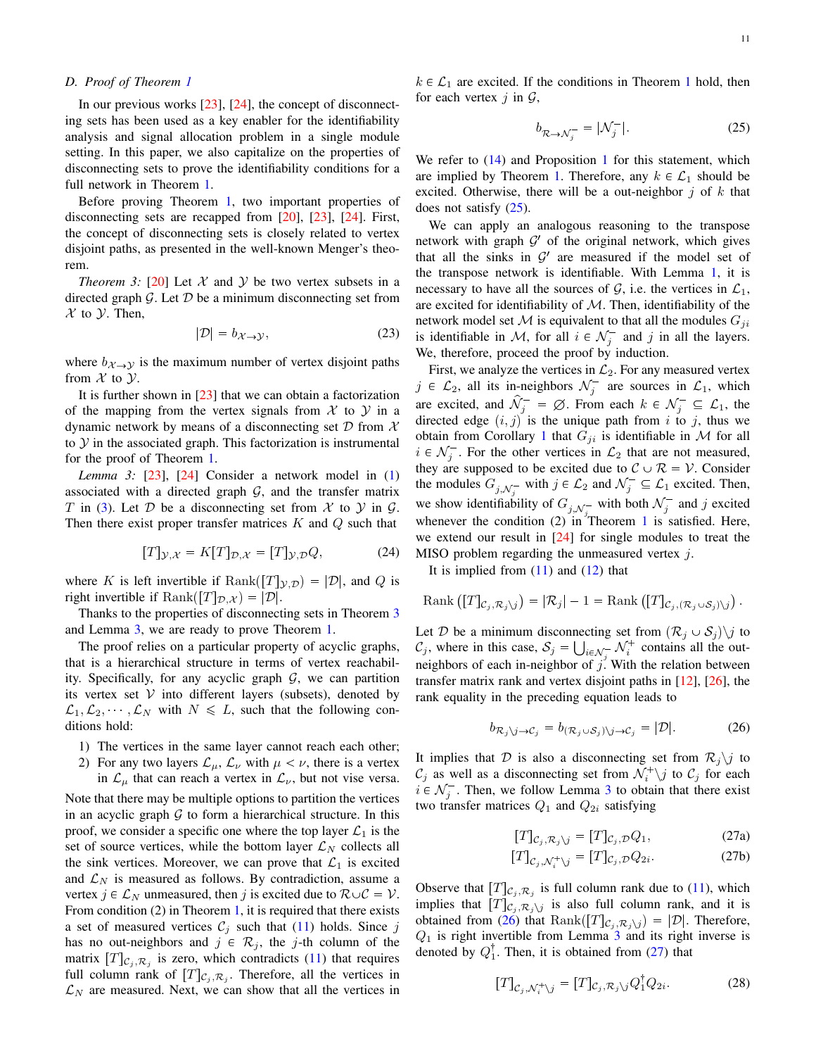### D. Proof of Theorem 1

In our previous works [23], [24], the concept of disconnecting sets has been used as a key enabler for the identifiability analysis and signal allocation problem in a single module setting. In this paper, we also capitalize on the properties of disconnecting sets to prove the identifiability conditions for a full network in Theorem 1.

Before proving Theorem 1, two important properties of disconnecting sets are recapped from [20], [23], [24]. First, the concept of disconnecting sets is closely related to vertex disjoint paths, as presented in the well-known Menger's theorem.

*Theorem 3:* [20] Let $\mathcal{X}$ and $\mathcal{Y}$ be two vertex subsets in a directed graph $\mathcal{G}$. Let $\mathcal{D}$ be a minimum disconnecting set from $\mathcal{X}$ to $\mathcal{Y}$. Then,

$$|\mathcal{D}| = b_{\mathcal{X}\to\mathcal{Y}}, \tag{23}$$

where $b_{\mathcal{X}\to\mathcal{Y}}$ is the maximum number of vertex disjoint paths from $\mathcal{X}$ to $\mathcal{Y}$.

It is further shown in [23] that we can obtain a factorization of the mapping from the vertex signals from $\mathcal{X}$ to $\mathcal{Y}$ in a dynamic network by means of a disconnecting set $\mathcal{D}$ from $\mathcal{X}$ to $\mathcal{Y}$ in the associated graph. This factorization is instrumental for the proof of Theorem 1.

*Lemma 3:* [23], [24] Consider a network model in (1) associated with a directed graph $\mathcal{G}$, and the transfer matrix $T$ in (3). Let $\mathcal{D}$ be a disconnecting set from $\mathcal{X}$ to $\mathcal{Y}$ in $\mathcal{G}$. Then there exist proper transfer matrices $K$ and $Q$ such that

$$[T]_{\mathcal{Y},\mathcal{X}} = K[T]_{\mathcal{D},\mathcal{X}} = [T]_{\mathcal{Y},\mathcal{D}}Q, \tag{24}$$

where $K$ is left invertible if $\mathrm{Rank}([T]_{\mathcal{Y},\mathcal{D}}) = |\mathcal{D}|$, and $Q$ is right invertible if $\mathrm{Rank}([T]_{\mathcal{D},\mathcal{X}}) = |\mathcal{D}|$.

Thanks to the properties of disconnecting sets in Theorem 3 and Lemma 3, we are ready to prove Theorem 1.

The proof relies on a particular property of acyclic graphs, that is a hierarchical structure in terms of vertex reachability. Specifically, for any acyclic graph $\mathcal{G}$, we can partition its vertex set $\mathcal{V}$ into different layers (subsets), denoted by $\mathcal{L}_1, \mathcal{L}_2, \cdots, \mathcal{L}_N$ with $N \leqslant L$, such that the following conditions hold:

1) The vertices in the same layer cannot reach each other;
2) For any two layers $\mathcal{L}_\mu$, $\mathcal{L}_\nu$ with $\mu < \nu$, there is a vertex in $\mathcal{L}_\mu$ that can reach a vertex in $\mathcal{L}_\nu$, but not vise versa.

Note that there may be multiple options to partition the vertices in an acyclic graph $\mathcal{G}$ to form a hierarchical structure. In this proof, we consider a specific one where the top layer $\mathcal{L}_1$ is the set of source vertices, while the bottom layer $\mathcal{L}_N$ collects all the sink vertices. Moreover, we can prove that $\mathcal{L}_1$ is excited and $\mathcal{L}_N$ is measured as follows. By contradiction, assume a vertex $j \in \mathcal{L}_N$ unmeasured, then $j$ is excited due to $\mathcal{R}\cup\mathcal{C} = \mathcal{V}$. From condition (2) in Theorem 1, it is required that there exists a set of measured vertices $\mathcal{C}_j$ such that (11) holds. Since $j$ has no out-neighbors and $j \in \mathcal{R}_j$, the $j$-th column of the matrix $[T]_{\mathcal{C}_j,\mathcal{R}_j}$ is zero, which contradicts (11) that requires full column rank of $[T]_{\mathcal{C}_j,\mathcal{R}_j}$. Therefore, all the vertices in $\mathcal{L}_N$ are measured. Next, we can show that all the vertices in $k \in \mathcal{L}_1$ are excited. If the conditions in Theorem 1 hold, then for each vertex $j$ in $\mathcal{G}$,

$$b_{\mathcal{R}\to\mathcal{N}_j^-} = |\mathcal{N}_j^-|. \tag{25}$$

We refer to (14) and Proposition 1 for this statement, which are implied by Theorem 1. Therefore, any $k \in \mathcal{L}_1$ should be excited. Otherwise, there will be a out-neighbor $j$ of $k$ that does not satisfy (25).

We can apply an analogous reasoning to the transpose network with graph $\mathcal{G}'$ of the original network, which gives that all the sinks in $\mathcal{G}'$ are measured if the model set of the transpose network is identifiable. With Lemma 1, it is necessary to have all the sources of $\mathcal{G}$, i.e. the vertices in $\mathcal{L}_1$, are excited for identifiability of $\mathcal{M}$. Then, identifiability of the network model set $\mathcal{M}$ is equivalent to that all the modules $G_{ji}$ is identifiable in $\mathcal{M}$, for all $i \in \mathcal{N}_j^-$ and $j$ in all the layers. We, therefore, proceed the proof by induction.

First, we analyze the vertices in $\mathcal{L}_2$. For any measured vertex $j \in \mathcal{L}_2$, all its in-neighbors $\mathcal{N}_j^-$ are sources in $\mathcal{L}_1$, which are excited, and $\hat{\mathcal{N}}_j^- = \varnothing$. From each $k \in \mathcal{N}_j^- \subseteq \mathcal{L}_1$, the directed edge $(i,j)$ is the unique path from $i$ to $j$, thus we obtain from Corollary 1 that $G_{ji}$ is identifiable in $\mathcal{M}$ for all $i \in \mathcal{N}_j^-$. For the other vertices in $\mathcal{L}_2$ that are not measured, they are supposed to be excited due to $\mathcal{C}\cup\mathcal{R} = \mathcal{V}$. Consider the modules $G_{j,\mathcal{N}_j^-}$ with $j \in \mathcal{L}_2$ and $\mathcal{N}_j^- \subseteq \mathcal{L}_1$ excited. Then, we show identifiability of $G_{j,\mathcal{N}_j^-}$ with both $\mathcal{N}_j^-$ and $j$ excited whenever the condition (2) in Theorem 1 is satisfied. Here, we extend our result in [24] for single modules to treat the MISO problem regarding the unmeasured vertex $j$.

It is implied from (11) and (12) that

$$\mathrm{Rank}\left([T]_{\mathcal{C}_j,\mathcal{R}_j\setminus j}\right) = |\mathcal{R}_j| - 1 = \mathrm{Rank}\left([T]_{\mathcal{C}_j,(\mathcal{R}_j\cup\mathcal{S}_j)\setminus j}\right).$$

Let $\mathcal{D}$ be a minimum disconnecting set from $(\mathcal{R}_j\cup\mathcal{S}_j)\setminus j$ to $\mathcal{C}_j$, where in this case, $\mathcal{S}_j = \bigcup_{i\in\mathcal{N}_j^-}\mathcal{N}_i^+$ contains all the out-neighbors of each in-neighbor of $j$. With the relation between transfer matrix rank and vertex disjoint paths in [12], [26], the rank equality in the preceding equation leads to

$$b_{\mathcal{R}_j\setminus j\to\mathcal{C}_j} = b_{(\mathcal{R}_j\cup\mathcal{S}_j)\setminus j\to\mathcal{C}_j} = |\mathcal{D}|. \tag{26}$$

It implies that $\mathcal{D}$ is also a disconnecting set from $\mathcal{R}_j\setminus j$ to $\mathcal{C}_j$ as well as a disconnecting set from $\mathcal{N}_i^+\setminus j$ to $\mathcal{C}_j$ for each $i \in \mathcal{N}_j^-$. Then, we follow Lemma 3 to obtain that there exist two transfer matrices $Q_1$ and $Q_{2i}$ satisfying

$$[T]_{\mathcal{C}_j,\mathcal{R}_j\setminus j} = [T]_{\mathcal{C}_j,\mathcal{D}}Q_1, \tag{27a}$$

$$[T]_{\mathcal{C}_j,\mathcal{N}_i^+\setminus j} = [T]_{\mathcal{C}_j,\mathcal{D}}Q_{2i}. \tag{27b}$$

Observe that $[T]_{\mathcal{C}_j,\mathcal{R}_j}$ is full column rank due to (11), which implies that $[T]_{\mathcal{C}_j,\mathcal{R}_j\setminus j}$ is also full column rank, and it is obtained from (26) that $\mathrm{Rank}([T]_{\mathcal{C}_j,\mathcal{R}_j\setminus j}) = |\mathcal{D}|$. Therefore, $Q_1$ is right invertible from Lemma 3 and its right inverse is denoted by $Q_1^\dagger$. Then, it is obtained from (27) that

$$[T]_{\mathcal{C}_j,\mathcal{N}_i^+\setminus j} = [T]_{\mathcal{C}_j,\mathcal{R}_j\setminus j}Q_1^\dagger Q_{2i}. \tag{28}$$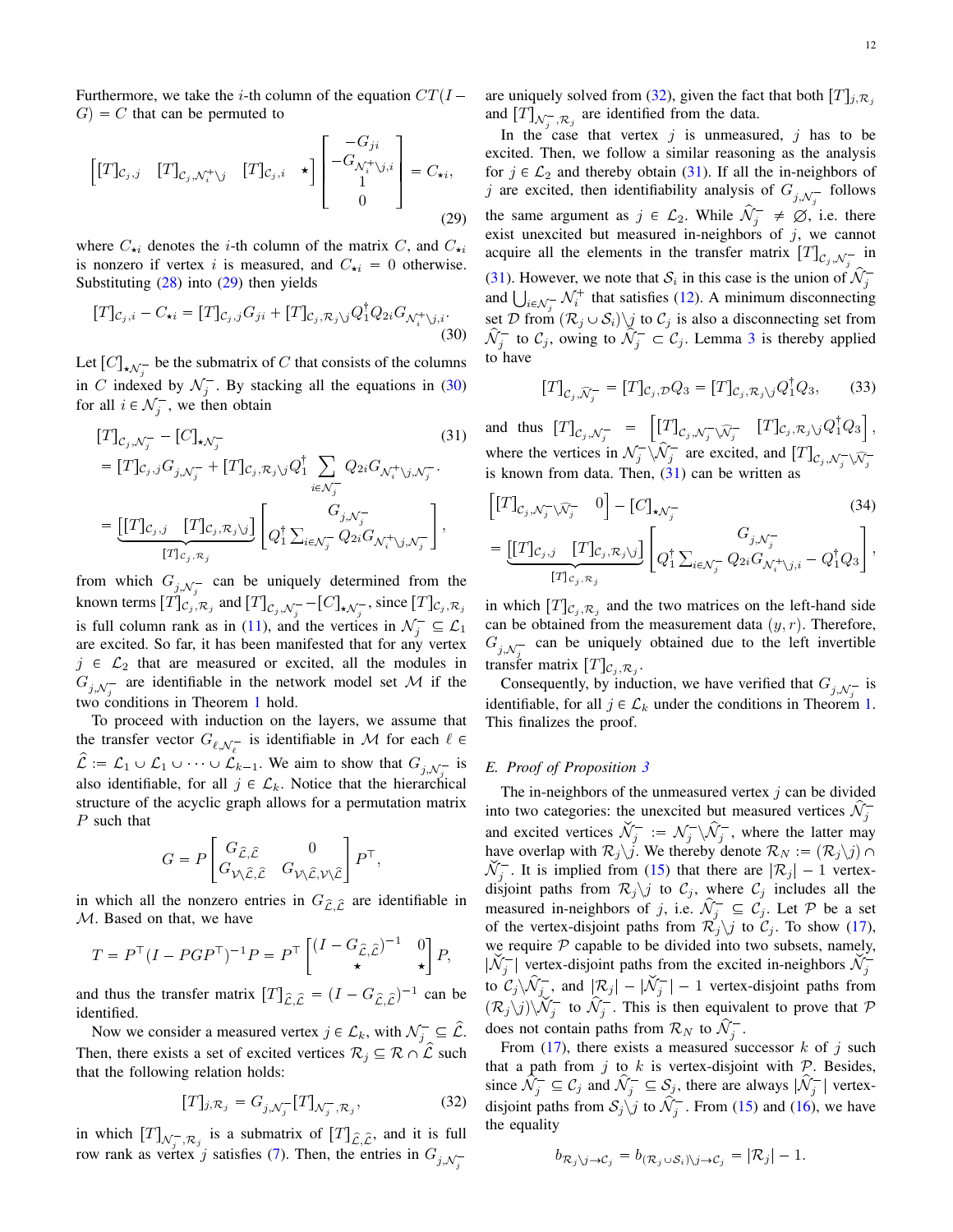Furthermore, we take the $i$-th column of the equation $CT(I - G) = C$ that can be permuted to

$$\begin{bmatrix} [T]_{\mathcal{C}_j,j} & [T]_{\mathcal{C}_j,\mathcal{N}_i^+\backslash j} & [T]_{\mathcal{C}_j,i} & \star \end{bmatrix} \begin{bmatrix} -G_{ji} \\ -G_{\mathcal{N}_i^+\backslash j,i} \\ 1 \\ 0 \end{bmatrix} = C_{\star i}, \tag{29}$$

where $C_{\star i}$ denotes the $i$-th column of the matrix $C$, and $C_{\star i}$ is nonzero if vertex $i$ is measured, and $C_{\star i} = 0$ otherwise. Substituting (28) into (29) then yields

$$[T]_{\mathcal{C}_j,i} - C_{\star i} = [T]_{\mathcal{C}_j,j} G_{ji} + [T]_{\mathcal{C}_j,\mathcal{R}_j\backslash j} Q_1^\dagger Q_{2i} G_{\mathcal{N}_i^+\backslash j,i}. \tag{30}$$

Let $[C]_{\star \mathcal{N}_j^-}$ be the submatrix of $C$ that consists of the columns in $C$ indexed by $\mathcal{N}_j^-$. By stacking all the equations in (30) for all $i \in \mathcal{N}_j^-$, we then obtain

$$\begin{aligned} &[T]_{\mathcal{C}_j,\mathcal{N}_j^-} - [C]_{\star \mathcal{N}_j^-} \\ &= [T]_{\mathcal{C}_j,j} G_{j,\mathcal{N}_j^-} + [T]_{\mathcal{C}_j,\mathcal{R}_j\backslash j} Q_1^\dagger \sum_{i\in\mathcal{N}_j^-} Q_{2i} G_{\mathcal{N}_i^+\backslash j,\mathcal{N}_j^-}. \\ &= \underbrace{\begin{bmatrix} [T]_{\mathcal{C}_j,j} & [T]_{\mathcal{C}_j,\mathcal{R}_j\backslash j} \end{bmatrix}}_{[T]_{\mathcal{C}_j,\mathcal{R}_j}} \begin{bmatrix} G_{j,\mathcal{N}_j^-} \\ Q_1^\dagger \sum_{i\in\mathcal{N}_j^-} Q_{2i} G_{\mathcal{N}_i^+\backslash j,\mathcal{N}_j^-} \end{bmatrix}, \end{aligned} \tag{31}$$

from which $G_{j,\mathcal{N}_j^-}$ can be uniquely determined from the known terms $[T]_{\mathcal{C}_j,\mathcal{R}_j}$ and $[T]_{\mathcal{C}_j,\mathcal{N}_j^-} - [C]_{\star \mathcal{N}_j^-}$, since $[T]_{\mathcal{C}_j,\mathcal{R}_j}$ is full column rank as in (11), and the vertices in $\mathcal{N}_j^- \subseteq \mathcal{L}_1$ are excited. So far, it has been manifested that for any vertex $j \in \mathcal{L}_2$ that are measured or excited, all the modules in $G_{j,\mathcal{N}_j^-}$ are identifiable in the network model set $\mathcal{M}$ if the two conditions in Theorem 1 hold.

To proceed with induction on the layers, we assume that the transfer vector $G_{\ell,\mathcal{N}_\ell^-}$ is identifiable in $\mathcal{M}$ for each $\ell \in \widehat{\mathcal{L}} := \mathcal{L}_1 \cup \mathcal{L}_1 \cup \cdots \cup \mathcal{L}_{k-1}$. We aim to show that $G_{j,\mathcal{N}_j^-}$ is also identifiable, for all $j \in \mathcal{L}_k$. Notice that the hierarchical structure of the acyclic graph allows for a permutation matrix $P$ such that

$$G = P \begin{bmatrix} G_{\widehat{\mathcal{L}},\widehat{\mathcal{L}}} & 0 \\ G_{\mathcal{V}\backslash\widehat{\mathcal{L}},\widehat{\mathcal{L}}} & G_{\mathcal{V}\backslash\widehat{\mathcal{L}},\mathcal{V}\backslash\widehat{\mathcal{L}}} \end{bmatrix} P^\top,$$

in which all the nonzero entries in $G_{\widehat{\mathcal{L}},\widehat{\mathcal{L}}}$ are identifiable in $\mathcal{M}$. Based on that, we have

$$T = P^\top (I - PGP^\top)^{-1} P = P^\top \begin{bmatrix} (I - G_{\widehat{\mathcal{L}},\widehat{\mathcal{L}}})^{-1} & 0 \\ \star & \star \end{bmatrix} P,$$

and thus the transfer matrix $[T]_{\widehat{\mathcal{L}},\widehat{\mathcal{L}}} = (I - G_{\widehat{\mathcal{L}},\widehat{\mathcal{L}}})^{-1}$ can be identified.

Now we consider a measured vertex $j \in \mathcal{L}_k$, with $\mathcal{N}_j^- \subseteq \widehat{\mathcal{L}}$. Then, there exists a set of excited vertices $\mathcal{R}_j \subseteq \mathcal{R} \cap \widehat{\mathcal{L}}$ such that the following relation holds:

$$[T]_{j,\mathcal{R}_j} = G_{j,\mathcal{N}_j^-} [T]_{\mathcal{N}_j^-,\mathcal{R}_j}, \tag{32}$$

in which $[T]_{\mathcal{N}_j^-,\mathcal{R}_j}$ is a submatrix of $[T]_{\widehat{\mathcal{L}},\widehat{\mathcal{L}}}$, and it is full row rank as vertex $j$ satisfies (7). Then, the entries in $G_{j,\mathcal{N}_j^-}$ are uniquely solved from (32), given the fact that both $[T]_{j,\mathcal{R}_j}$ and $[T]_{\mathcal{N}_j^-,\mathcal{R}_j}$ are identified from the data.

In the case that vertex $j$ is unmeasured, $j$ has to be excited. Then, we follow a similar reasoning as the analysis for $j \in \mathcal{L}_2$ and thereby obtain (31). If all the in-neighbors of $j$ are excited, then identifiability analysis of $G_{j,\mathcal{N}_j^-}$ follows the same argument as $j \in \mathcal{L}_2$. While $\widehat{\mathcal{N}}_j^- \neq \varnothing$, i.e. there exist unexcited but measured in-neighbors of $j$, we cannot acquire all the elements in the transfer matrix $[T]_{\mathcal{C}_j,\mathcal{N}_j^-}$ in (31). However, we note that $\mathcal{S}_i$ in this case is the union of $\widehat{\mathcal{N}}_j^-$ and $\bigcup_{i\in\mathcal{N}_j^-} \mathcal{N}_i^+$ that satisfies (12). A minimum disconnecting set $\mathcal{D}$ from $(\mathcal{R}_j \cup \mathcal{S}_i)\backslash j$ to $\mathcal{C}_j$ is also a disconnecting set from $\widehat{\mathcal{N}}_j^-$ to $\mathcal{C}_j$, owing to $\widehat{\mathcal{N}}_j^- \subset \mathcal{C}_j$. Lemma 3 is thereby applied to have

$$[T]_{\mathcal{C}_j,\widehat{\mathcal{N}}_j^-} = [T]_{\mathcal{C}_j,\mathcal{D}} Q_3 = [T]_{\mathcal{C}_j,\mathcal{R}_j\backslash j} Q_1^\dagger Q_3, \tag{33}$$

and thus $[T]_{\mathcal{C}_j,\mathcal{N}_j^-} = \begin{bmatrix} [T]_{\mathcal{C}_j,\mathcal{N}_j^-\backslash\widehat{\mathcal{N}}_j^-} & [T]_{\mathcal{C}_j,\mathcal{R}_j\backslash j} Q_1^\dagger Q_3 \end{bmatrix}$, where the vertices in $\mathcal{N}_j^-\backslash\widehat{\mathcal{N}}_j^-$ are excited, and $[T]_{\mathcal{C}_j,\mathcal{N}_j^-\backslash\widehat{\mathcal{N}}_j^-}$ is known from data. Then, (31) can be written as

$$\begin{aligned} &\begin{bmatrix} [T]_{\mathcal{C}_j,\mathcal{N}_j^-\backslash\widehat{\mathcal{N}}_j^-} & 0 \end{bmatrix} - [C]_{\star \mathcal{N}_j^-} \\ &= \underbrace{\begin{bmatrix} [T]_{\mathcal{C}_j,j} & [T]_{\mathcal{C}_j,\mathcal{R}_j\backslash j} \end{bmatrix}}_{[T]_{\mathcal{C}_j,\mathcal{R}_j}} \begin{bmatrix} G_{j,\mathcal{N}_j^-} \\ Q_1^\dagger \sum_{i\in\mathcal{N}_j^-} Q_{2i} G_{\mathcal{N}_i^+\backslash j,i} - Q_1^\dagger Q_3 \end{bmatrix}, \end{aligned} \tag{34}$$

in which $[T]_{\mathcal{C}_j,\mathcal{R}_j}$ and the two matrices on the left-hand side can be obtained from the measurement data $(y, r)$. Therefore, $G_{j,\mathcal{N}_j^-}$ can be uniquely obtained due to the left invertible transfer matrix $[T]_{\mathcal{C}_j,\mathcal{R}_j}$.

Consequently, by induction, we have verified that $G_{j,\mathcal{N}_j^-}$ is identifiable, for all $j \in \mathcal{L}_k$ under the conditions in Theorem 1. This finalizes the proof.

### E. Proof of Proposition 3

The in-neighbors of the unmeasured vertex $j$ can be divided into two categories: the unexcited but measured vertices $\widehat{\mathcal{N}}_j^-$ and excited vertices $\check{\mathcal{N}}_j^- := \mathcal{N}_j^-\backslash\widehat{\mathcal{N}}_j^-$, where the latter may have overlap with $\mathcal{R}_j\backslash j$. We thereby denote $\mathcal{R}_N := (\mathcal{R}_j\backslash j) \cap \check{\mathcal{N}}_j^-$. It is implied from (15) that there are $|\mathcal{R}_j| - 1$ vertex-disjoint paths from $\mathcal{R}_j\backslash j$ to $\mathcal{C}_j$, where $\mathcal{C}_j$ includes all the measured in-neighbors of $j$, i.e. $\widehat{\mathcal{N}}_j^- \subseteq \mathcal{C}_j$. Let $\mathcal{P}$ be a set of the vertex-disjoint paths from $\mathcal{R}_j\backslash j$ to $\mathcal{C}_j$. To show (17), we require $\mathcal{P}$ capable to be divided into two subsets, namely, $|\check{\mathcal{N}}_j^-|$ vertex-disjoint paths from the excited in-neighbors $\check{\mathcal{N}}_j^-$ to $\mathcal{C}_j\backslash\widehat{\mathcal{N}}_j^-$, and $|\mathcal{R}_j| - |\check{\mathcal{N}}_j^-| - 1$ vertex-disjoint paths from $(\mathcal{R}_j\backslash j)\backslash\check{\mathcal{N}}_j^-$ to $\widehat{\mathcal{N}}_j^-$. This is then equivalent to prove that $\mathcal{P}$ does not contain paths from $\mathcal{R}_N$ to $\widehat{\mathcal{N}}_j^-$.

From (17), there exists a measured successor $k$ of $j$ such that a path from $j$ to $k$ is vertex-disjoint with $\mathcal{P}$. Besides, since $\widehat{\mathcal{N}}_j^- \subseteq \mathcal{C}_j$ and $\widehat{\mathcal{N}}_j^- \subseteq \mathcal{S}_j$, there are always $|\widehat{\mathcal{N}}_j^-|$ vertex-disjoint paths from $\mathcal{S}_j\backslash j$ to $\widehat{\mathcal{N}}_j^-$. From (15) and (16), we have the equality

$$b_{\mathcal{R}_j\backslash j\to\mathcal{C}_j} = b_{(\mathcal{R}_j\cup\mathcal{S}_i)\backslash j\to\mathcal{C}_j} = |\mathcal{R}_j| - 1.$$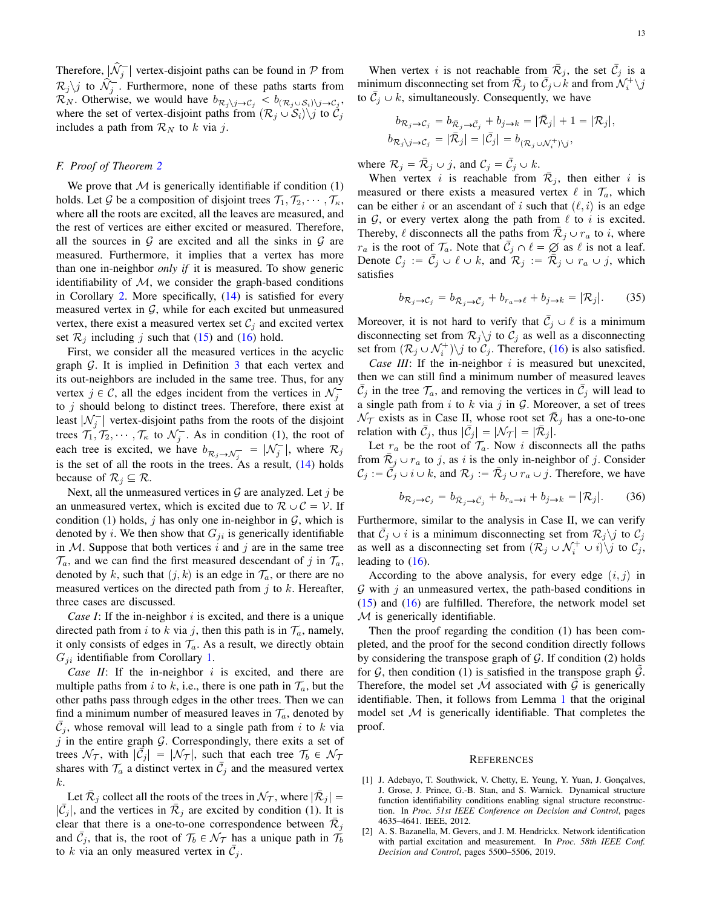Therefore, $|\widehat{\mathcal{N}}_j^-|$ vertex-disjoint paths can be found in $\mathcal{P}$ from $\mathcal{R}_j \backslash j$ to $\widehat{\mathcal{N}}_j^-$. Furthermore, none of these paths starts from $\mathcal{R}_N$. Otherwise, we would have $b_{\mathcal{R}_j \backslash j \to \mathcal{C}_j} < b_{(\mathcal{R}_j \cup \mathcal{S}_i) \backslash j \to \mathcal{C}_j}$, where the set of vertex-disjoint paths from $(\mathcal{R}_j \cup \mathcal{S}_i) \backslash j$ to $\mathcal{C}_j$ includes a path from $\mathcal{R}_N$ to $k$ via $j$.

### F. Proof of Theorem 2

We prove that $\mathcal{M}$ is generically identifiable if condition (1) holds. Let $\mathcal{G}$ be a composition of disjoint trees $\mathcal{T}_1, \mathcal{T}_2, \cdots, \mathcal{T}_\kappa$, where all the roots are excited, all the leaves are measured, and the rest of vertices are either excited or measured. Therefore, all the sources in $\mathcal{G}$ are excited and all the sinks in $\mathcal{G}$ are measured. Furthermore, it implies that a vertex has more than one in-neighbor *only if* it is measured. To show generic identifiability of $\mathcal{M}$, we consider the graph-based conditions in Corollary 2. More specifically, (14) is satisfied for every measured vertex in $\mathcal{G}$, while for each excited but unmeasured vertex, there exist a measured vertex set $\mathcal{C}_j$ and excited vertex set $\mathcal{R}_j$ including $j$ such that (15) and (16) hold.

First, we consider all the measured vertices in the acyclic graph $\mathcal{G}$. It is implied in Definition 3 that each vertex and its out-neighbors are included in the same tree. Thus, for any vertex $j \in \mathcal{C}$, all the edges incident from the vertices in $\mathcal{N}_j^-$ to $j$ should belong to distinct trees. Therefore, there exist at least $|\mathcal{N}_j^-|$ vertex-disjoint paths from the roots of the disjoint trees $\mathcal{T}_1, \mathcal{T}_2, \cdots, \mathcal{T}_\kappa$ to $\mathcal{N}_j^-$. As in condition (1), the root of each tree is excited, we have $b_{\mathcal{R}_j \to \mathcal{N}_j^-} = |\mathcal{N}_j^-|$, where $\mathcal{R}_j$ is the set of all the roots in the trees. As a result, (14) holds because of $\mathcal{R}_j \subseteq \mathcal{R}$.

Next, all the unmeasured vertices in $\mathcal{G}$ are analyzed. Let $j$ be an unmeasured vertex, which is excited due to $\mathcal{R} \cup \mathcal{C} = \mathcal{V}$. If condition (1) holds, $j$ has only one in-neighbor in $\mathcal{G}$, which is denoted by $i$. We then show that $G_{ji}$ is generically identifiable in $\mathcal{M}$. Suppose that both vertices $i$ and $j$ are in the same tree $\mathcal{T}_a$, and we can find the first measured descendant of $j$ in $\mathcal{T}_a$, denoted by $k$, such that $(j, k)$ is an edge in $\mathcal{T}_a$, or there are no measured vertices on the directed path from $j$ to $k$. Hereafter, three cases are discussed.

*Case I*: If the in-neighbor $i$ is excited, and there is a unique directed path from $i$ to $k$ via $j$, then this path is in $\mathcal{T}_a$, namely, it only consists of edges in $\mathcal{T}_a$. As a result, we directly obtain $G_{ji}$ identifiable from Corollary 1.

*Case II*: If the in-neighbor $i$ is excited, and there are multiple paths from $i$ to $k$, i.e., there is one path in $\mathcal{T}_a$, but the other paths pass through edges in the other trees. Then we can find a minimum number of measured leaves in $\mathcal{T}_a$, denoted by $\bar{\mathcal{C}}_j$, whose removal will lead to a single path from $i$ to $k$ via $j$ in the entire graph $\mathcal{G}$. Correspondingly, there exits a set of trees $\mathcal{N}_\mathcal{T}$, with $|\bar{\mathcal{C}}_j| = |\mathcal{N}_\mathcal{T}|$, such that each tree $\mathcal{T}_b \in \mathcal{N}_\mathcal{T}$ shares with $\mathcal{T}_a$ a distinct vertex in $\bar{\mathcal{C}}_j$ and the measured vertex $k$.

Let $\bar{\mathcal{R}}_j$ collect all the roots of the trees in $\mathcal{N}_\mathcal{T}$, where $|\bar{\mathcal{R}}_j| = |\bar{\mathcal{C}}_j|$, and the vertices in $\bar{\mathcal{R}}_j$ are excited by condition (1). It is clear that there is a one-to-one correspondence between $\bar{\mathcal{R}}_j$ and $\bar{\mathcal{C}}_j$, that is, the root of $\mathcal{T}_b \in \mathcal{N}_\mathcal{T}$ has a unique path in $\mathcal{T}_b$ to $k$ via an only measured vertex in $\bar{\mathcal{C}}_j$.

When vertex $i$ is not reachable from $\bar{\mathcal{R}}_j$, the set $\bar{\mathcal{C}}_j$ is a minimum disconnecting set from $\bar{\mathcal{R}}_j$ to $\bar{\mathcal{C}}_j \cup k$ and from $\mathcal{N}_i^+ \backslash j$ to $\bar{\mathcal{C}}_j \cup k$, simultaneously. Consequently, we have

$$
\begin{aligned}
b_{\mathcal{R}_j \to \mathcal{C}_j} &= b_{\bar{\mathcal{R}}_j \to \bar{\mathcal{C}}_j} + b_{j \to k} = |\bar{\mathcal{R}}_j| + 1 = |\mathcal{R}_j|, \\
b_{\mathcal{R}_j \backslash j \to \mathcal{C}_j} &= |\bar{\mathcal{R}}_j| = |\bar{\mathcal{C}}_j| = b_{(\mathcal{R}_j \cup \mathcal{N}_i^+) \backslash j},
\end{aligned}
$$

where $\mathcal{R}_j = \bar{\mathcal{R}}_j \cup j$, and $\mathcal{C}_j = \bar{\mathcal{C}}_j \cup k$.

When vertex $i$ is reachable from $\bar{\mathcal{R}}_j$, then either $i$ is measured or there exists a measured vertex $\ell$ in $\mathcal{T}_a$, which can be either $i$ or an ascendant of $i$ such that $(\ell, i)$ is an edge in $\mathcal{G}$, or every vertex along the path from $\ell$ to $i$ is excited. Thereby, $\ell$ disconnects all the paths from $\bar{\mathcal{R}}_j \cup r_a$ to $i$, where $r_a$ is the root of $\mathcal{T}_a$. Note that $\bar{\mathcal{C}}_j \cap \ell = \varnothing$ as $\ell$ is not a leaf. Denote $\mathcal{C}_j := \bar{\mathcal{C}}_j \cup \ell \cup k$, and $\mathcal{R}_j := \bar{\mathcal{R}}_j \cup r_a \cup j$, which satisfies

$$
b_{\mathcal{R}_j \to \mathcal{C}_j} = b_{\bar{\mathcal{R}}_j \to \bar{\mathcal{C}}_j} + b_{r_a \to \ell} + b_{j \to k} = |\mathcal{R}_j|. \tag{35}
$$

Moreover, it is not hard to verify that $\bar{\mathcal{C}}_j \cup \ell$ is a minimum disconnecting set from $\mathcal{R}_j \backslash j$ to $\mathcal{C}_j$ as well as a disconnecting set from $(\mathcal{R}_j \cup \mathcal{N}_i^+) \backslash j$ to $\mathcal{C}_j$. Therefore, (16) is also satisfied.

*Case III*: If the in-neighbor $i$ is measured but unexcited, then we can still find a minimum number of measured leaves $\bar{\mathcal{C}}_j$ in the tree $\mathcal{T}_a$, and removing the vertices in $\bar{\mathcal{C}}_j$ will lead to a single path from $i$ to $k$ via $j$ in $\mathcal{G}$. Moreover, a set of trees $\mathcal{N}_\mathcal{T}$ exists as in Case II, whose root set $\bar{\mathcal{R}}_j$ has a one-to-one relation with $\bar{\mathcal{C}}_j$, thus $|\bar{\mathcal{C}}_j| = |\mathcal{N}_\mathcal{T}| = |\bar{\mathcal{R}}_j|$.

Let $r_a$ be the root of $\mathcal{T}_a$. Now $i$ disconnects all the paths from $\bar{\mathcal{R}}_j \cup r_a$ to $j$, as $i$ is the only in-neighbor of $j$. Consider $\mathcal{C}_j := \bar{\mathcal{C}}_j \cup i \cup k$, and $\mathcal{R}_j := \bar{\mathcal{R}}_j \cup r_a \cup j$. Therefore, we have

$$
b_{\mathcal{R}_j \to \mathcal{C}_j} = b_{\bar{\mathcal{R}}_j \to \bar{\mathcal{C}}_j} + b_{r_a \to i} + b_{j \to k} = |\mathcal{R}_j|. \tag{36}
$$

Furthermore, similar to the analysis in Case II, we can verify that $\bar{\mathcal{C}}_j \cup i$ is a minimum disconnecting set from $\mathcal{R}_j \backslash j$ to $\mathcal{C}_j$ as well as a disconnecting set from $(\mathcal{R}_j \cup \mathcal{N}_i^+ \cup i) \backslash j$ to $\mathcal{C}_j$, leading to (16).

According to the above analysis, for every edge $(i, j)$ in $\mathcal{G}$ with $j$ an unmeasured vertex, the path-based conditions in (15) and (16) are fulfilled. Therefore, the network model set $\mathcal{M}$ is generically identifiable.

Then the proof regarding the condition (1) has been completed, and the proof for the second condition directly follows by considering the transpose graph of $\mathcal{G}$. If condition (2) holds for $\mathcal{G}$, then condition (1) is satisfied in the transpose graph $\tilde{\mathcal{G}}$. Therefore, the model set $\tilde{\mathcal{M}}$ associated with $\tilde{\mathcal{G}}$ is generically identifiable. Then, it follows from Lemma 1 that the original model set $\mathcal{M}$ is generically identifiable. That completes the proof.

## References

[1] J. Adebayo, T. Southwick, V. Chetty, E. Yeung, Y. Yuan, J. Gonçalves, J. Grose, J. Prince, G.-B. Stan, and S. Warnick. Dynamical structure function identifiability conditions enabling signal structure reconstruction. In *Proc. 51st IEEE Conference on Decision and Control*, pages 4635–4641. IEEE, 2012.

[2] A. S. Bazanella, M. Gevers, and J. M. Hendrickx. Network identification with partial excitation and measurement. In *Proc. 58th IEEE Conf. Decision and Control*, pages 5500–5506, 2019.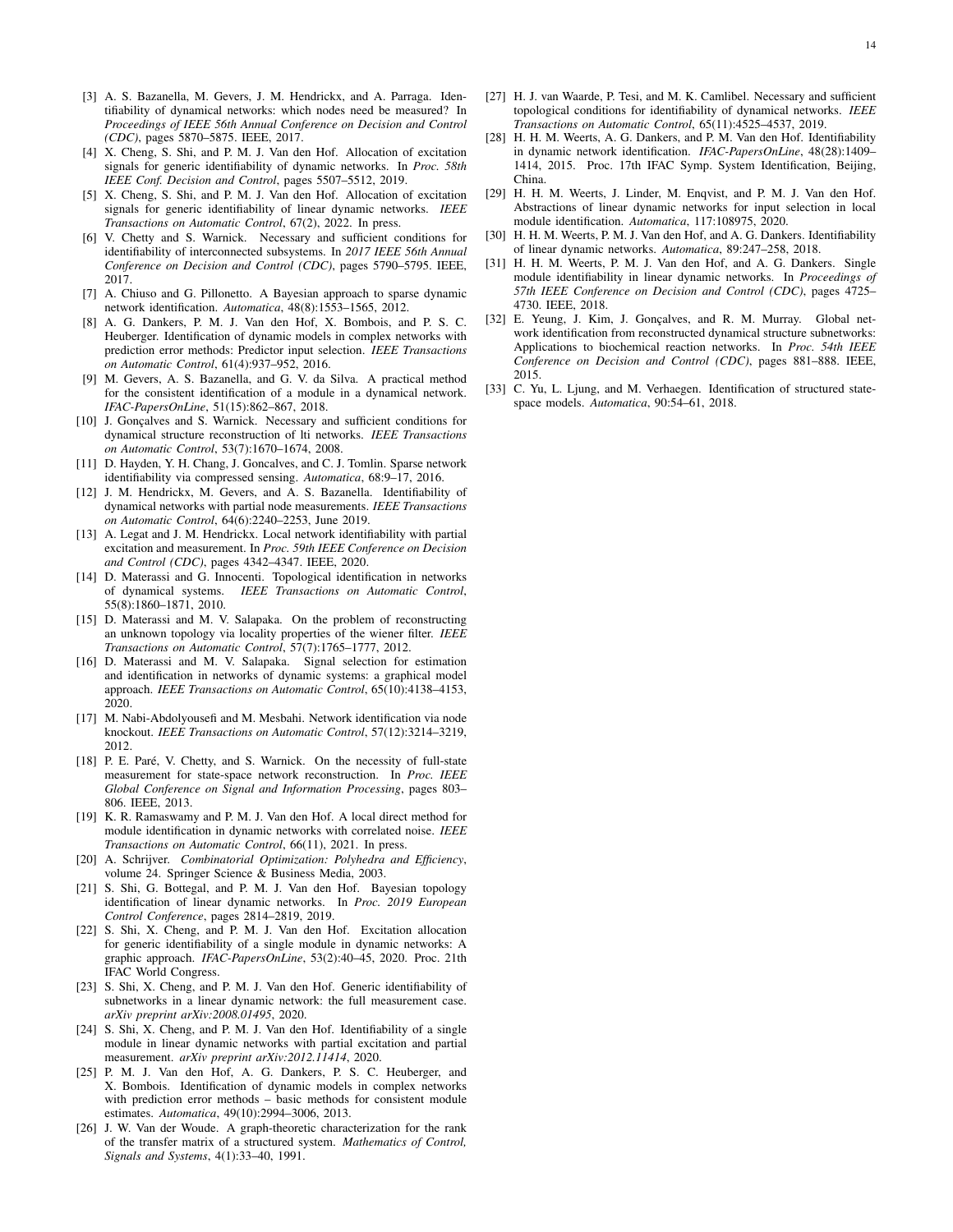[3] A. S. Bazanella, M. Gevers, J. M. Hendrickx, and A. Parraga. Identifiability of dynamical networks: which nodes need be measured? In *Proceedings of IEEE 56th Annual Conference on Decision and Control (CDC)*, pages 5870–5875. IEEE, 2017.

[4] X. Cheng, S. Shi, and P. M. J. Van den Hof. Allocation of excitation signals for generic identifiability of dynamic networks. In *Proc. 58th IEEE Conf. Decision and Control*, pages 5507–5512, 2019.

[5] X. Cheng, S. Shi, and P. M. J. Van den Hof. Allocation of excitation signals for generic identifiability of linear dynamic networks. *IEEE Transactions on Automatic Control*, 67(2), 2022. In press.

[6] V. Chetty and S. Warnick. Necessary and sufficient conditions for identifiability of interconnected subsystems. In *2017 IEEE 56th Annual Conference on Decision and Control (CDC)*, pages 5790–5795. IEEE, 2017.

[7] A. Chiuso and G. Pillonetto. A Bayesian approach to sparse dynamic network identification. *Automatica*, 48(8):1553–1565, 2012.

[8] A. G. Dankers, P. M. J. Van den Hof, X. Bombois, and P. S. C. Heuberger. Identification of dynamic models in complex networks with prediction error methods: Predictor input selection. *IEEE Transactions on Automatic Control*, 61(4):937–952, 2016.

[9] M. Gevers, A. S. Bazanella, and G. V. da Silva. A practical method for the consistent identification of a module in a dynamical network. *IFAC-PapersOnLine*, 51(15):862–867, 2018.

[10] J. Gonçalves and S. Warnick. Necessary and sufficient conditions for dynamical structure reconstruction of lti networks. *IEEE Transactions on Automatic Control*, 53(7):1670–1674, 2008.

[11] D. Hayden, Y. H. Chang, J. Goncalves, and C. J. Tomlin. Sparse network identifiability via compressed sensing. *Automatica*, 68:9–17, 2016.

[12] J. M. Hendrickx, M. Gevers, and A. S. Bazanella. Identifiability of dynamical networks with partial node measurements. *IEEE Transactions on Automatic Control*, 64(6):2240–2253, June 2019.

[13] A. Legat and J. M. Hendrickx. Local network identifiability with partial excitation and measurement. In *Proc. 59th IEEE Conference on Decision and Control (CDC)*, pages 4342–4347. IEEE, 2020.

[14] D. Materassi and G. Innocenti. Topological identification in networks of dynamical systems. *IEEE Transactions on Automatic Control*, 55(8):1860–1871, 2010.

[15] D. Materassi and M. V. Salapaka. On the problem of reconstructing an unknown topology via locality properties of the wiener filter. *IEEE Transactions on Automatic Control*, 57(7):1765–1777, 2012.

[16] D. Materassi and M. V. Salapaka. Signal selection for estimation and identification in networks of dynamic systems: a graphical model approach. *IEEE Transactions on Automatic Control*, 65(10):4138–4153, 2020.

[17] M. Nabi-Abdolyousefi and M. Mesbahi. Network identification via node knockout. *IEEE Transactions on Automatic Control*, 57(12):3214–3219, 2012.

[18] P. E. Paré, V. Chetty, and S. Warnick. On the necessity of full-state measurement for state-space network reconstruction. In *Proc. IEEE Global Conference on Signal and Information Processing*, pages 803–806. IEEE, 2013.

[19] K. R. Ramaswamy and P. M. J. Van den Hof. A local direct method for module identification in dynamic networks with correlated noise. *IEEE Transactions on Automatic Control*, 66(11), 2021. In press.

[20] A. Schrijver. *Combinatorial Optimization: Polyhedra and Efficiency*, volume 24. Springer Science & Business Media, 2003.

[21] S. Shi, G. Bottegal, and P. M. J. Van den Hof. Bayesian topology identification of linear dynamic networks. In *Proc. 2019 European Control Conference*, pages 2814–2819, 2019.

[22] S. Shi, X. Cheng, and P. M. J. Van den Hof. Excitation allocation for generic identifiability of a single module in dynamic networks: A graphic approach. *IFAC-PapersOnLine*, 53(2):40–45, 2020. Proc. 21th IFAC World Congress.

[23] S. Shi, X. Cheng, and P. M. J. Van den Hof. Generic identifiability of subnetworks in a linear dynamic network: the full measurement case. *arXiv preprint arXiv:2008.01495*, 2020.

[24] S. Shi, X. Cheng, and P. M. J. Van den Hof. Identifiability of a single module in linear dynamic networks with partial excitation and partial measurement. *arXiv preprint arXiv:2012.11414*, 2020.

[25] P. M. J. Van den Hof, A. G. Dankers, P. S. C. Heuberger, and X. Bombois. Identification of dynamic models in complex networks with prediction error methods – basic methods for consistent module estimates. *Automatica*, 49(10):2994–3006, 2013.

[26] J. W. Van der Woude. A graph-theoretic characterization for the rank of the transfer matrix of a structured system. *Mathematics of Control, Signals and Systems*, 4(1):33–40, 1991.

[27] H. J. van Waarde, P. Tesi, and M. K. Camlibel. Necessary and sufficient topological conditions for identifiability of dynamical networks. *IEEE Transactions on Automatic Control*, 65(11):4525–4537, 2019.

[28] H. H. M. Weerts, A. G. Dankers, and P. M. J. Van den Hof. Identifiability in dynamic network identification. *IFAC-PapersOnLine*, 48(28):1409–1414, 2015. Proc. 17th IFAC Symp. System Identification, Beijing, China.

[29] H. H. M. Weerts, J. Linder, M. Enqvist, and P. M. J. Van den Hof. Abstractions of linear dynamic networks for input selection in local module identification. *Automatica*, 117:108975, 2020.

[30] H. H. M. Weerts, P. M. J. Van den Hof, and A. G. Dankers. Identifiability of linear dynamic networks. *Automatica*, 89:247–258, 2018.

[31] H. H. M. Weerts, P. M. J. Van den Hof, and A. G. Dankers. Single module identifiability in linear dynamic networks. In *Proceedings of 57th IEEE Conference on Decision and Control (CDC)*, pages 4725–4730. IEEE, 2018.

[32] E. Yeung, J. Kim, J. Gonçalves, and R. M. Murray. Global network identification from reconstructed dynamical structure subnetworks: Applications to biochemical reaction networks. In *Proc. 54th IEEE Conference on Decision and Control (CDC)*, pages 881–888. IEEE, 2015.

[33] C. Yu, L. Ljung, and M. Verhaegen. Identification of structured state-space models. *Automatica*, 90:54–61, 2018.